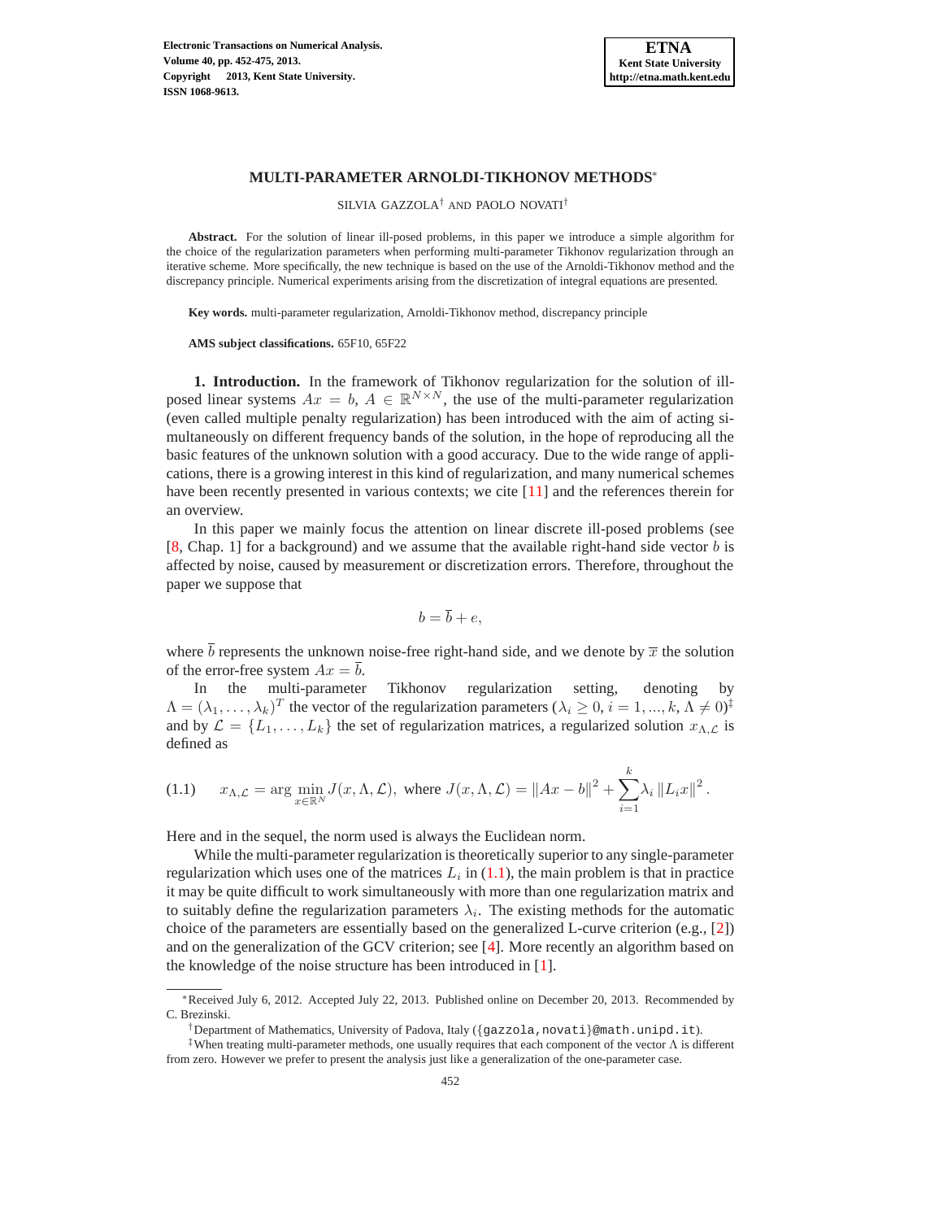# MULTI-PARAMETER ARNOLDI-TIKHONOV METHODS*

SILVIA GAZZOLA† AND PAOLO NOVATI†

**Abstract.** For the solution of linear ill-posed problems, in this paper we introduce a simple algorithm for the choice of the regularization parameters when performing multi-parameter Tikhonov regularization through an iterative scheme. More specifically, the new technique is based on the use of the Arnoldi-Tikhonov method and the discrepancy principle. Numerical experiments arising from the discretization of integral equations are presented.

**Key words.** multi-parameter regularization, Arnoldi-Tikhonov method, discrepancy principle

**AMS subject classifications.** 65F10, 65F22

**1. Introduction.** In the framework of Tikhonov regularization for the solution of ill-posed linear systems $Ax = b$, $A \in \mathbb{R}^{N\times N}$, the use of the multi-parameter regularization (even called multiple penalty regularization) has been introduced with the aim of acting simultaneously on different frequency bands of the solution, in the hope of reproducing all the basic features of the unknown solution with a good accuracy. Due to the wide range of applications, there is a growing interest in this kind of regularization, and many numerical schemes have been recently presented in various contexts; we cite [11] and the references therein for an overview.

In this paper we mainly focus the attention on linear discrete ill-posed problems (see [8, Chap. 1] for a background) and we assume that the available right-hand side vector $b$ is affected by noise, caused by measurement or discretization errors. Therefore, throughout the paper we suppose that

$$b = \overline{b} + e,$$

where $\overline{b}$ represents the unknown noise-free right-hand side, and we denote by $\overline{x}$ the solution of the error-free system $Ax = \overline{b}$.

In the multi-parameter Tikhonov regularization setting, denoting by $\Lambda = (\lambda_1, \dots, \lambda_k)^T$ the vector of the regularization parameters ($\lambda_i \geq 0$, $i = 1, ..., k$, $\Lambda \neq 0$)‡ and by $\mathcal{L} = \{L_1, \dots, L_k\}$ the set of regularization matrices, a regularized solution $x_{\Lambda,\mathcal{L}}$ is defined as

$$x_{\Lambda,\mathcal{L}} = \arg\min_{x\in\mathbb{R}^N} J(x, \Lambda, \mathcal{L}), \text{ where } J(x, \Lambda, \mathcal{L}) = \|Ax - b\|^2 + \sum_{i=1}^{k} \lambda_i \|L_i x\|^2 . \tag{1.1}$$

Here and in the sequel, the norm used is always the Euclidean norm.

While the multi-parameter regularization is theoretically superior to any single-parameter regularization which uses one of the matrices $L_i$ in (1.1), the main problem is that in practice it may be quite difficult to work simultaneously with more than one regularization matrix and to suitably define the regularization parameters $\lambda_i$. The existing methods for the automatic choice of the parameters are essentially based on the generalized L-curve criterion (e.g., [2]) and on the generalization of the GCV criterion; see [4]. More recently an algorithm based on the knowledge of the noise structure has been introduced in [1].

---

*Received July 6, 2012. Accepted July 22, 2013. Published online on December 20, 2013. Recommended by C. Brezinski.

†Department of Mathematics, University of Padova, Italy ({gazzola,novati}@math.unipd.it).

‡When treating multi-parameter methods, one usually requires that each component of the vector $\Lambda$ is different from zero. However we prefer to present the analysis just like a generalization of the one-parameter case.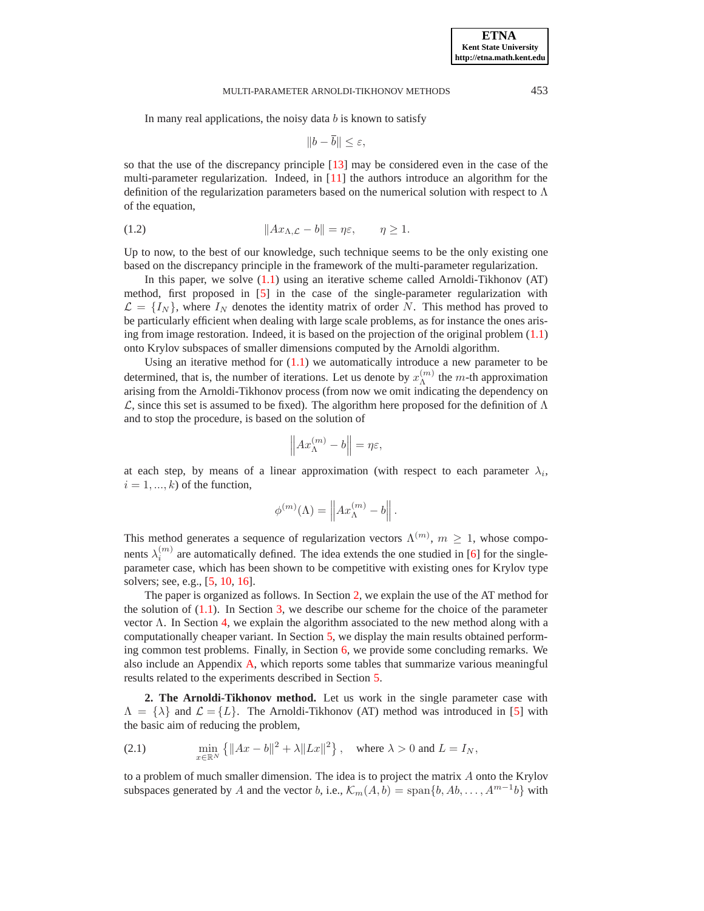In many real applications, the noisy data $b$ is known to satisfy

$$\|b - \overline{b}\| \leq \varepsilon,$$

so that the use of the discrepancy principle [13] may be considered even in the case of the multi-parameter regularization. Indeed, in [11] the authors introduce an algorithm for the definition of the regularization parameters based on the numerical solution with respect to $\Lambda$ of the equation,

$$\|Ax_{\Lambda,\mathcal{L}} - b\| = \eta\varepsilon, \qquad \eta \geq 1. \tag{1.2}$$

Up to now, to the best of our knowledge, such technique seems to be the only existing one based on the discrepancy principle in the framework of the multi-parameter regularization.

In this paper, we solve (1.1) using an iterative scheme called Arnoldi-Tikhonov (AT) method, first proposed in [5] in the case of the single-parameter regularization with $\mathcal{L} = \{I_N\}$, where $I_N$ denotes the identity matrix of order $N$. This method has proved to be particularly efficient when dealing with large scale problems, as for instance the ones arising from image restoration. Indeed, it is based on the projection of the original problem (1.1) onto Krylov subspaces of smaller dimensions computed by the Arnoldi algorithm.

Using an iterative method for (1.1) we automatically introduce a new parameter to be determined, that is, the number of iterations. Let us denote by $x_\Lambda^{(m)}$ the $m$-th approximation arising from the Arnoldi-Tikhonov process (from now we omit indicating the dependency on $\mathcal{L}$, since this set is assumed to be fixed). The algorithm here proposed for the definition of $\Lambda$ and to stop the procedure, is based on the solution of

$$\left\|Ax_\Lambda^{(m)} - b\right\| = \eta\varepsilon,$$

at each step, by means of a linear approximation (with respect to each parameter $\lambda_i$, $i = 1, ..., k$) of the function,

$$\phi^{(m)}(\Lambda) = \left\|Ax_\Lambda^{(m)} - b\right\|.$$

This method generates a sequence of regularization vectors $\Lambda^{(m)}$, $m \geq 1$, whose components $\lambda_i^{(m)}$ are automatically defined. The idea extends the one studied in [6] for the single-parameter case, which has been shown to be competitive with existing ones for Krylov type solvers; see, e.g., [5, 10, 16].

The paper is organized as follows. In Section 2, we explain the use of the AT method for the solution of (1.1). In Section 3, we describe our scheme for the choice of the parameter vector $\Lambda$. In Section 4, we explain the algorithm associated to the new method along with a computationally cheaper variant. In Section 5, we display the main results obtained performing common test problems. Finally, in Section 6, we provide some concluding remarks. We also include an Appendix A, which reports some tables that summarize various meaningful results related to the experiments described in Section 5.

## 2. The Arnoldi-Tikhonov method.

Let us work in the single parameter case with $\Lambda = \{\lambda\}$ and $\mathcal{L} = \{L\}$. The Arnoldi-Tikhonov (AT) method was introduced in [5] with the basic aim of reducing the problem,

$$\min_{x \in \mathbb{R}^N} \left\{\|Ax - b\|^2 + \lambda\|Lx\|^2\right\}, \quad \text{where } \lambda > 0 \text{ and } L = I_N, \tag{2.1}$$

to a problem of much smaller dimension. The idea is to project the matrix $A$ onto the Krylov subspaces generated by $A$ and the vector $b$, i.e., $\mathcal{K}_m(A, b) = \mathrm{span}\{b, Ab, \ldots, A^{m-1}b\}$ with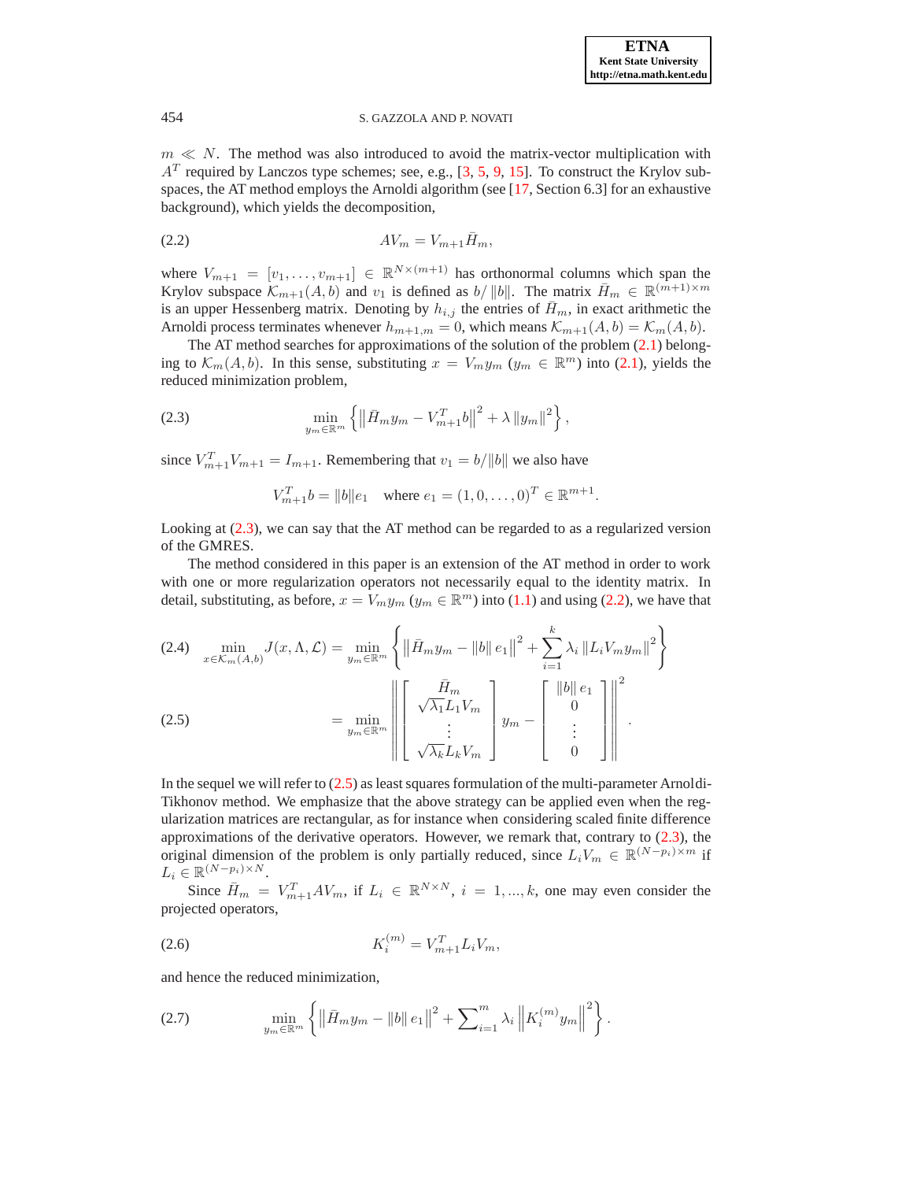$m \ll N$. The method was also introduced to avoid the matrix-vector multiplication with $A^T$ required by Lanczos type schemes; see, e.g., [3, 5, 9, 15]. To construct the Krylov subspaces, the AT method employs the Arnoldi algorithm (see [17, Section 6.3] for an exhaustive background), which yields the decomposition,

$$AV_m = V_{m+1}\bar{H}_m, \tag{2.2}$$

where $V_{m+1} = [v_1, \ldots, v_{m+1}] \in \mathbb{R}^{N\times(m+1)}$ has orthonormal columns which span the Krylov subspace $\mathcal{K}_{m+1}(A, b)$ and $v_1$ is defined as $b/\|b\|$. The matrix $\bar{H}_m \in \mathbb{R}^{(m+1)\times m}$ is an upper Hessenberg matrix. Denoting by $h_{i,j}$ the entries of $\bar{H}_m$, in exact arithmetic the Arnoldi process terminates whenever $h_{m+1,m} = 0$, which means $\mathcal{K}_{m+1}(A, b) = \mathcal{K}_m(A, b)$.

The AT method searches for approximations of the solution of the problem (2.1) belonging to $\mathcal{K}_m(A, b)$. In this sense, substituting $x = V_m y_m$ ($y_m \in \mathbb{R}^m$) into (2.1), yields the reduced minimization problem,

$$\min_{y_m\in\mathbb{R}^m} \left\{ \left\| \bar{H}_m y_m - V_{m+1}^T b \right\|^2 + \lambda \|y_m\|^2 \right\}, \tag{2.3}$$

since $V_{m+1}^T V_{m+1} = I_{m+1}$. Remembering that $v_1 = b/\|b\|$ we also have

$$V_{m+1}^T b = \|b\| e_1 \quad \text{where } e_1 = (1, 0, \ldots, 0)^T \in \mathbb{R}^{m+1}.$$

Looking at (2.3), we can say that the AT method can be regarded to as a regularized version of the GMRES.

The method considered in this paper is an extension of the AT method in order to work with one or more regularization operators not necessarily equal to the identity matrix. In detail, substituting, as before, $x = V_m y_m$ ($y_m \in \mathbb{R}^m$) into (1.1) and using (2.2), we have that

$$\min_{x\in\mathcal{K}_m(A,b)} J(x, \Lambda, \mathcal{L}) = \min_{y_m\in\mathbb{R}^m} \left\{ \left\| \bar{H}_m y_m - \|b\|\, e_1 \right\|^2 + \sum_{i=1}^{k} \lambda_i \|L_i V_m y_m\|^2 \right\} \tag{2.4}$$

$$= \min_{y_m\in\mathbb{R}^m} \left\| \begin{bmatrix} \bar{H}_m \\ \sqrt{\lambda_1} L_1 V_m \\ \vdots \\ \sqrt{\lambda_k} L_k V_m \end{bmatrix} y_m - \begin{bmatrix} \|b\|\, e_1 \\ 0 \\ \vdots \\ 0 \end{bmatrix} \right\|^2 . \tag{2.5}$$

In the sequel we will refer to (2.5) as least squares formulation of the multi-parameter Arnoldi-Tikhonov method. We emphasize that the above strategy can be applied even when the regularization matrices are rectangular, as for instance when considering scaled finite difference approximations of the derivative operators. However, we remark that, contrary to (2.3), the original dimension of the problem is only partially reduced, since $L_i V_m \in \mathbb{R}^{(N-p_i)\times m}$ if $L_i \in \mathbb{R}^{(N-p_i)\times N}$.

Since $\bar{H}_m = V_{m+1}^T A V_m$, if $L_i \in \mathbb{R}^{N\times N}$, $i = 1, ..., k$, one may even consider the projected operators,

$$K_i^{(m)} = V_{m+1}^T L_i V_m, \tag{2.6}$$

and hence the reduced minimization,

$$\min_{y_m\in\mathbb{R}^m} \left\{ \left\| \bar{H}_m y_m - \|b\|\, e_1 \right\|^2 + \sum\nolimits_{i=1}^{m} \lambda_i \left\| K_i^{(m)} y_m \right\|^2 \right\}. \tag{2.7}$$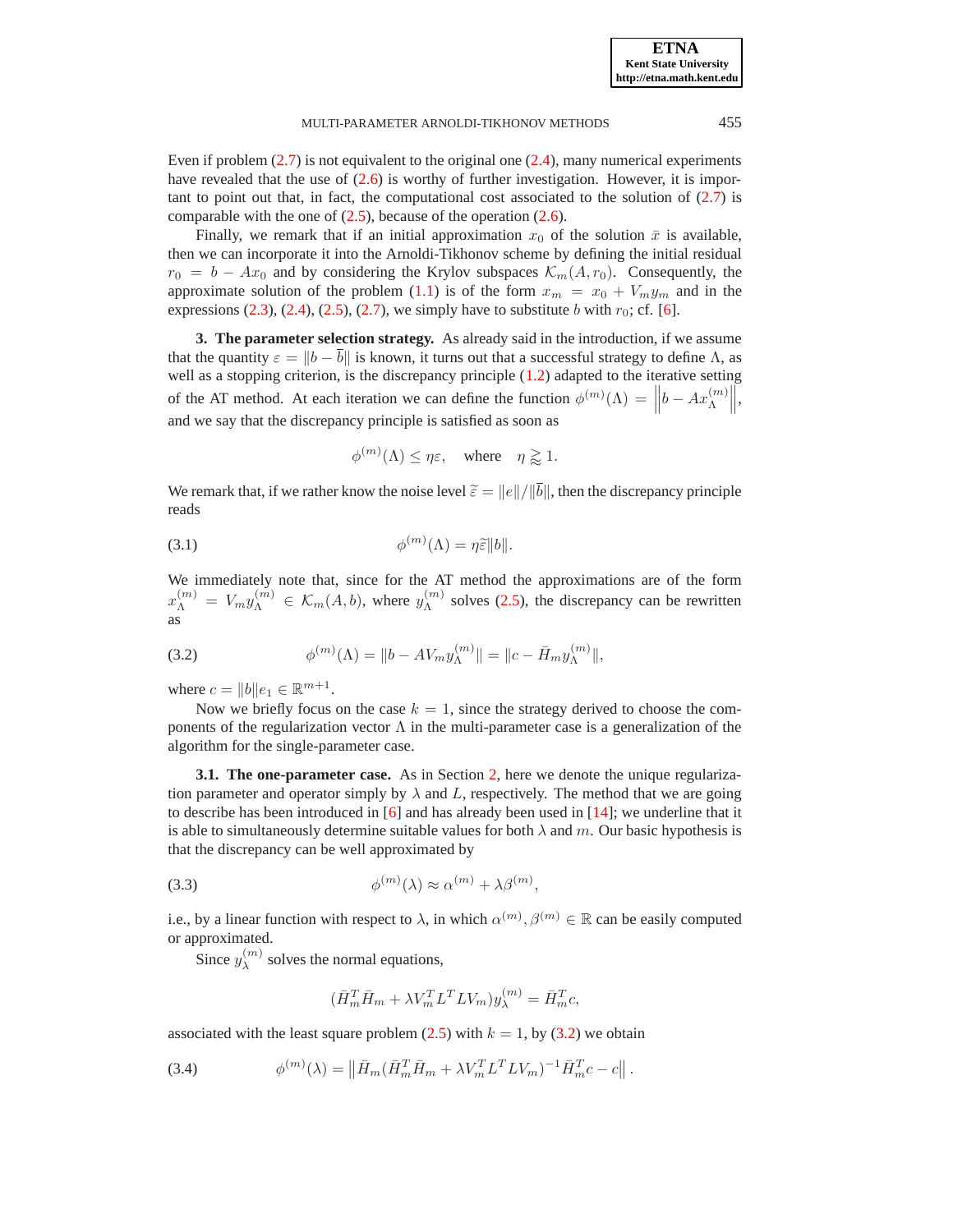Even if problem (2.7) is not equivalent to the original one (2.4), many numerical experiments have revealed that the use of (2.6) is worthy of further investigation. However, it is important to point out that, in fact, the computational cost associated to the solution of (2.7) is comparable with the one of (2.5), because of the operation (2.6).

Finally, we remark that if an initial approximation $x_0$ of the solution $\bar{x}$ is available, then we can incorporate it into the Arnoldi-Tikhonov scheme by defining the initial residual $r_0 = b - Ax_0$ and by considering the Krylov subspaces $\mathcal{K}_m(A, r_0)$. Consequently, the approximate solution of the problem (1.1) is of the form $x_m = x_0 + V_m y_m$ and in the expressions (2.3), (2.4), (2.5), (2.7), we simply have to substitute $b$ with $r_0$; cf. [6].

**3. The parameter selection strategy.** As already said in the introduction, if we assume that the quantity $\varepsilon = \|b - \bar{b}\|$ is known, it turns out that a successful strategy to define $\Lambda$, as well as a stopping criterion, is the discrepancy principle (1.2) adapted to the iterative setting of the AT method. At each iteration we can define the function $\phi^{(m)}(\Lambda) = \left\|b - Ax_\Lambda^{(m)}\right\|$, and we say that the discrepancy principle is satisfied as soon as

$$\phi^{(m)}(\Lambda) \leq \eta\varepsilon, \quad \text{where} \quad \eta \gtrapprox 1.$$

We remark that, if we rather know the noise level $\widetilde{\varepsilon} = \|e\|/\|\bar{b}\|$, then the discrepancy principle reads

$$\phi^{(m)}(\Lambda) = \eta\widetilde{\varepsilon}\|b\|. \tag{3.1}$$

We immediately note that, since for the AT method the approximations are of the form $x_\Lambda^{(m)} = V_m y_\Lambda^{(m)} \in \mathcal{K}_m(A, b)$, where $y_\Lambda^{(m)}$ solves (2.5), the discrepancy can be rewritten as

$$\phi^{(m)}(\Lambda) = \|b - AV_m y_\Lambda^{(m)}\| = \|c - \bar{H}_m y_\Lambda^{(m)}\|, \tag{3.2}$$

where $c = \|b\|e_1 \in \mathbb{R}^{m+1}$.

Now we briefly focus on the case $k = 1$, since the strategy derived to choose the components of the regularization vector $\Lambda$ in the multi-parameter case is a generalization of the algorithm for the single-parameter case.

**3.1. The one-parameter case.** As in Section 2, here we denote the unique regularization parameter and operator simply by $\lambda$ and $L$, respectively. The method that we are going to describe has been introduced in [6] and has already been used in [14]; we underline that it is able to simultaneously determine suitable values for both $\lambda$ and $m$. Our basic hypothesis is that the discrepancy can be well approximated by

$$\phi^{(m)}(\lambda) \approx \alpha^{(m)} + \lambda\beta^{(m)}, \tag{3.3}$$

i.e., by a linear function with respect to $\lambda$, in which $\alpha^{(m)}, \beta^{(m)} \in \mathbb{R}$ can be easily computed or approximated.

Since $y_\lambda^{(m)}$ solves the normal equations,

$$(\bar{H}_m^T \bar{H}_m + \lambda V_m^T L^T L V_m) y_\lambda^{(m)} = \bar{H}_m^T c,$$

associated with the least square problem (2.5) with $k = 1$, by (3.2) we obtain

$$\phi^{(m)}(\lambda) = \left\|\bar{H}_m(\bar{H}_m^T \bar{H}_m + \lambda V_m^T L^T L V_m)^{-1} \bar{H}_m^T c - c\right\|. \tag{3.4}$$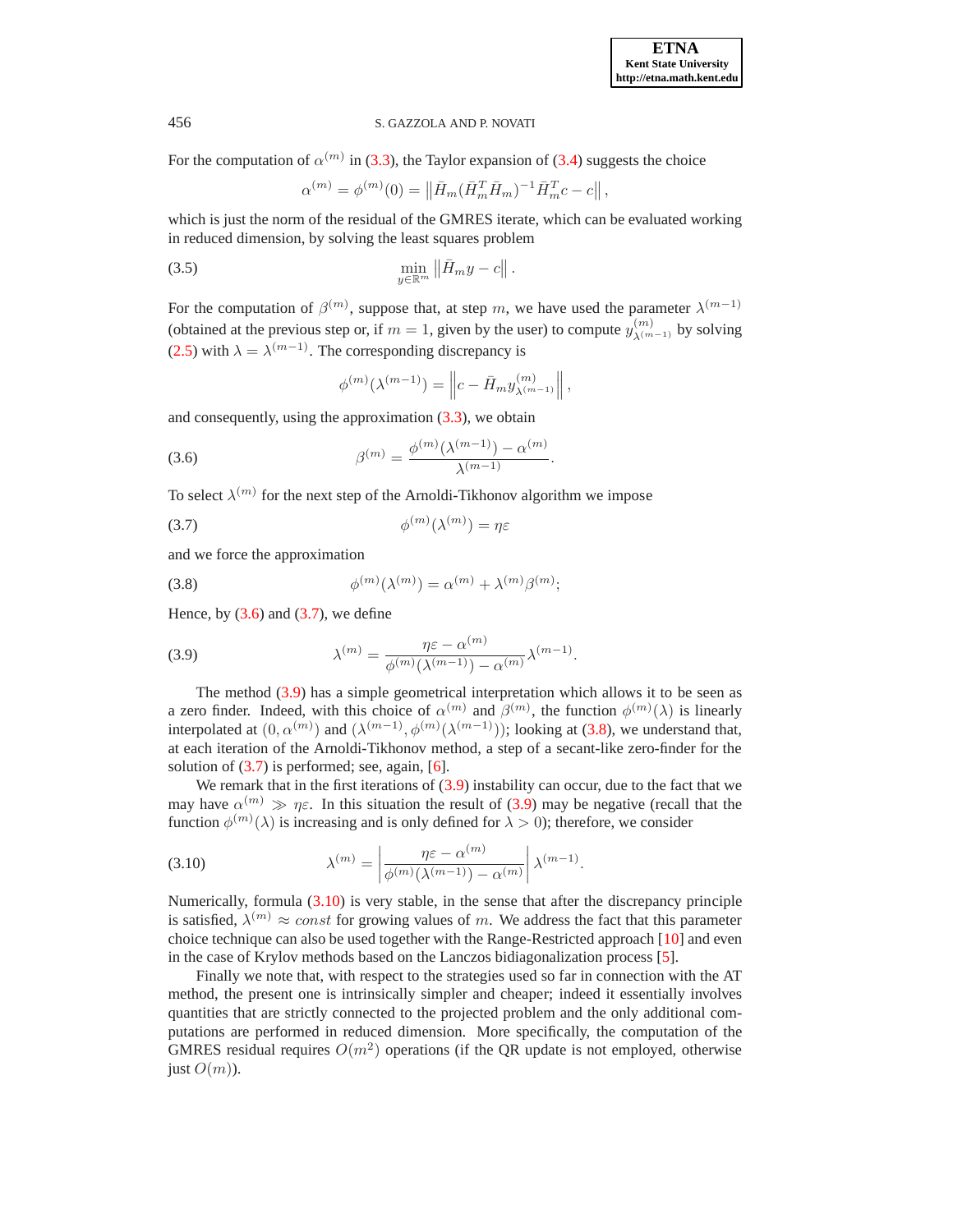For the computation of $\alpha^{(m)}$ in (3.3), the Taylor expansion of (3.4) suggests the choice

$$\alpha^{(m)} = \phi^{(m)}(0) = \left\| \bar{H}_m (\bar{H}_m^T \bar{H}_m)^{-1} \bar{H}_m^T c - c \right\|,$$

which is just the norm of the residual of the GMRES iterate, which can be evaluated working in reduced dimension, by solving the least squares problem

$$\min_{y \in \mathbb{R}^m} \left\| \bar{H}_m y - c \right\|. \tag{3.5}$$

For the computation of $\beta^{(m)}$, suppose that, at step $m$, we have used the parameter $\lambda^{(m-1)}$ (obtained at the previous step or, if $m = 1$, given by the user) to compute $y^{(m)}_{\lambda^{(m-1)}}$ by solving (2.5) with $\lambda = \lambda^{(m-1)}$. The corresponding discrepancy is

$$\phi^{(m)}(\lambda^{(m-1)}) = \left\| c - \bar{H}_m y^{(m)}_{\lambda^{(m-1)}} \right\|,$$

and consequently, using the approximation (3.3), we obtain

$$\beta^{(m)} = \frac{\phi^{(m)}(\lambda^{(m-1)}) - \alpha^{(m)}}{\lambda^{(m-1)}}. \tag{3.6}$$

To select $\lambda^{(m)}$ for the next step of the Arnoldi-Tikhonov algorithm we impose

$$\phi^{(m)}(\lambda^{(m)}) = \eta\varepsilon \tag{3.7}$$

and we force the approximation

$$\phi^{(m)}(\lambda^{(m)}) = \alpha^{(m)} + \lambda^{(m)}\beta^{(m)}; \tag{3.8}$$

Hence, by (3.6) and (3.7), we define

$$\lambda^{(m)} = \frac{\eta\varepsilon - \alpha^{(m)}}{\phi^{(m)}(\lambda^{(m-1)}) - \alpha^{(m)}} \lambda^{(m-1)}. \tag{3.9}$$

The method (3.9) has a simple geometrical interpretation which allows it to be seen as a zero finder. Indeed, with this choice of $\alpha^{(m)}$ and $\beta^{(m)}$, the function $\phi^{(m)}(\lambda)$ is linearly interpolated at $(0, \alpha^{(m)})$ and $(\lambda^{(m-1)}, \phi^{(m)}(\lambda^{(m-1)}))$; looking at (3.8), we understand that, at each iteration of the Arnoldi-Tikhonov method, a step of a secant-like zero-finder for the solution of (3.7) is performed; see, again, [6].

We remark that in the first iterations of (3.9) instability can occur, due to the fact that we may have $\alpha^{(m)} \gg \eta\varepsilon$. In this situation the result of (3.9) may be negative (recall that the function $\phi^{(m)}(\lambda)$ is increasing and is only defined for $\lambda > 0$); therefore, we consider

$$\lambda^{(m)} = \left| \frac{\eta\varepsilon - \alpha^{(m)}}{\phi^{(m)}(\lambda^{(m-1)}) - \alpha^{(m)}} \right| \lambda^{(m-1)}. \tag{3.10}$$

Numerically, formula (3.10) is very stable, in the sense that after the discrepancy principle is satisfied, $\lambda^{(m)} \approx const$ for growing values of $m$. We address the fact that this parameter choice technique can also be used together with the Range-Restricted approach [10] and even in the case of Krylov methods based on the Lanczos bidiagonalization process [5].

Finally we note that, with respect to the strategies used so far in connection with the AT method, the present one is intrinsically simpler and cheaper; indeed it essentially involves quantities that are strictly connected to the projected problem and the only additional computations are performed in reduced dimension. More specifically, the computation of the GMRES residual requires $O(m^2)$ operations (if the QR update is not employed, otherwise just $O(m)$).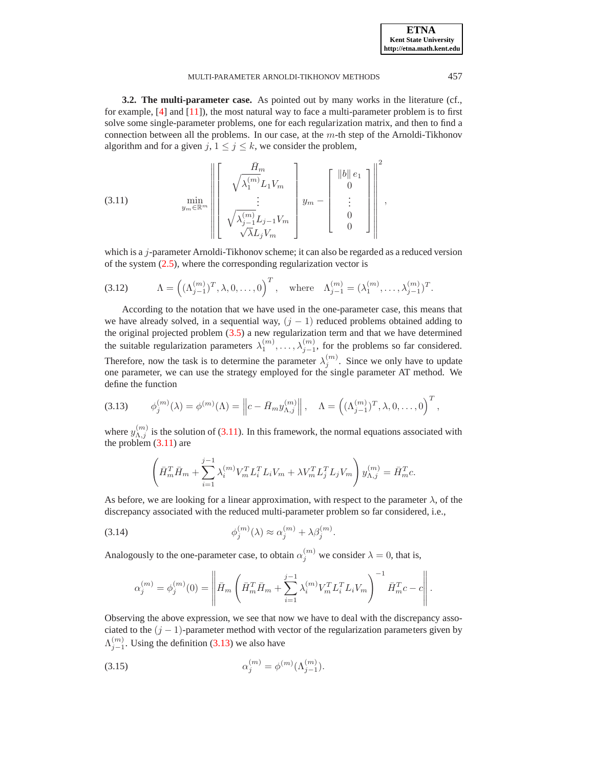**3.2. The multi-parameter case.** As pointed out by many works in the literature (cf., for example, [4] and [11]), the most natural way to face a multi-parameter problem is to first solve some single-parameter problems, one for each regularization matrix, and then to find a connection between all the problems. In our case, at the $m$-th step of the Arnoldi-Tikhonov algorithm and for a given $j$, $1 \leq j \leq k$, we consider the problem,

$$
\min_{y_m \in \mathbb{R}^m} \left\| \begin{bmatrix} \bar{H}_m \\ \sqrt{\lambda_1^{(m)}} L_1 V_m \\ \vdots \\ \sqrt{\lambda_{j-1}^{(m)}} L_{j-1} V_m \\ \sqrt{\lambda} L_j V_m \end{bmatrix} y_m - \begin{bmatrix} \|b\| \, e_1 \\ 0 \\ \vdots \\ 0 \\ 0 \end{bmatrix} \right\|^2, \tag{3.11}
$$

which is a $j$-parameter Arnoldi-Tikhonov scheme; it can also be regarded as a reduced version of the system (2.5), where the corresponding regularization vector is

$$
\Lambda = \left( (\Lambda_{j-1}^{(m)})^T, \lambda, 0, \ldots, 0 \right)^T, \quad \text{where} \quad \Lambda_{j-1}^{(m)} = (\lambda_1^{(m)}, \ldots, \lambda_{j-1}^{(m)})^T. \tag{3.12}
$$

According to the notation that we have used in the one-parameter case, this means that we have already solved, in a sequential way, $(j-1)$ reduced problems obtained adding to the original projected problem (3.5) a new regularization term and that we have determined the suitable regularization parameters $\lambda_1^{(m)}, \ldots, \lambda_{j-1}^{(m)}$, for the problems so far considered. Therefore, now the task is to determine the parameter $\lambda_j^{(m)}$. Since we only have to update one parameter, we can use the strategy employed for the single parameter AT method. We define the function

$$
\phi_j^{(m)}(\lambda) = \phi^{(m)}(\Lambda) = \left\| c - \bar{H}_m y_{\Lambda,j}^{(m)} \right\|, \quad \Lambda = \left( (\Lambda_{j-1}^{(m)})^T, \lambda, 0, \ldots, 0 \right)^T, \tag{3.13}
$$

where $y_{\Lambda,j}^{(m)}$ is the solution of (3.11). In this framework, the normal equations associated with the problem (3.11) are

$$
\left( \bar{H}_m^T \bar{H}_m + \sum_{i=1}^{j-1} \lambda_i^{(m)} V_m^T L_i^T L_i V_m + \lambda V_m^T L_j^T L_j V_m \right) y_{\Lambda,j}^{(m)} = \bar{H}_m^T c.
$$

As before, we are looking for a linear approximation, with respect to the parameter $\lambda$, of the discrepancy associated with the reduced multi-parameter problem so far considered, i.e.,

$$
\phi_j^{(m)}(\lambda) \approx \alpha_j^{(m)} + \lambda \beta_j^{(m)}. \tag{3.14}
$$

Analogously to the one-parameter case, to obtain $\alpha_j^{(m)}$ we consider $\lambda = 0$, that is,

$$
\alpha_j^{(m)} = \phi_j^{(m)}(0) = \left\| \bar{H}_m \left( \bar{H}_m^T \bar{H}_m + \sum_{i=1}^{j-1} \lambda_i^{(m)} V_m^T L_i^T L_i V_m \right)^{-1} \bar{H}_m^T c - c \right\|.
$$

Observing the above expression, we see that now we have to deal with the discrepancy associated to the $(j-1)$-parameter method with vector of the regularization parameters given by $\Lambda_{j-1}^{(m)}$. Using the definition (3.13) we also have

$$
\alpha_j^{(m)} = \phi^{(m)}(\Lambda_{j-1}^{(m)}). \tag{3.15}
$$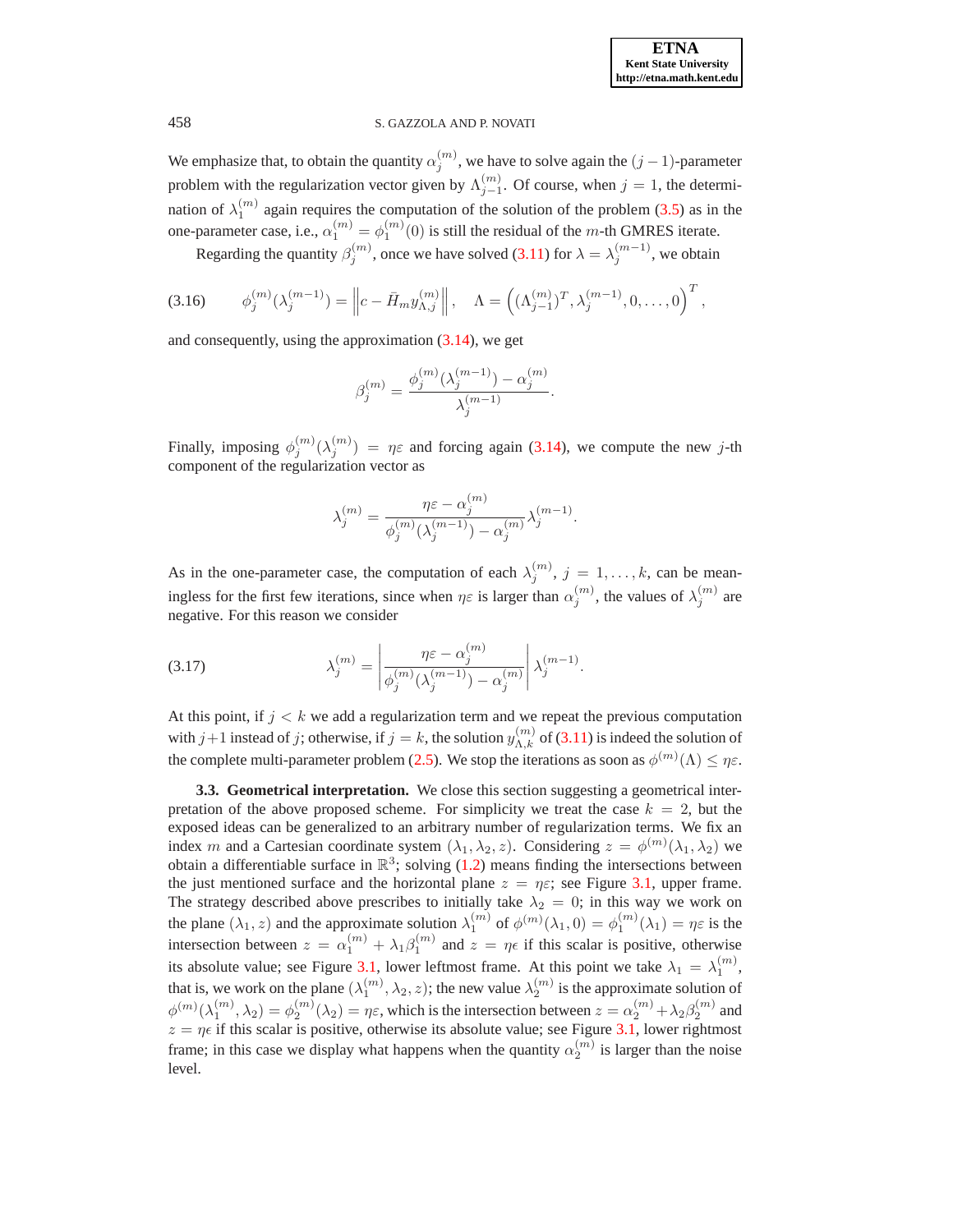We emphasize that, to obtain the quantity $\alpha_j^{(m)}$, we have to solve again the $(j-1)$-parameter problem with the regularization vector given by $\Lambda_{j-1}^{(m)}$. Of course, when $j = 1$, the determination of $\lambda_1^{(m)}$ again requires the computation of the solution of the problem (3.5) as in the one-parameter case, i.e., $\alpha_1^{(m)} = \phi_1^{(m)}(0)$ is still the residual of the $m$-th GMRES iterate.

Regarding the quantity $\beta_j^{(m)}$, once we have solved (3.11) for $\lambda = \lambda_j^{(m-1)}$, we obtain

$$\phi_j^{(m)}(\lambda_j^{(m-1)}) = \left\| c - \bar{H}_m y_{\Lambda,j}^{(m)} \right\|, \quad \Lambda = \left( (\Lambda_{j-1}^{(m)})^T, \lambda_j^{(m-1)}, 0, \dots, 0 \right)^T, \tag{3.16}$$

and consequently, using the approximation (3.14), we get

$$\beta_j^{(m)} = \frac{\phi_j^{(m)}(\lambda_j^{(m-1)}) - \alpha_j^{(m)}}{\lambda_j^{(m-1)}}.$$

Finally, imposing $\phi_j^{(m)}(\lambda_j^{(m)}) = \eta\varepsilon$ and forcing again (3.14), we compute the new $j$-th component of the regularization vector as

$$\lambda_j^{(m)} = \frac{\eta\varepsilon - \alpha_j^{(m)}}{\phi_j^{(m)}(\lambda_j^{(m-1)}) - \alpha_j^{(m)}} \lambda_j^{(m-1)}.$$

As in the one-parameter case, the computation of each $\lambda_j^{(m)}$, $j = 1, \dots, k$, can be meaningless for the first few iterations, since when $\eta\varepsilon$ is larger than $\alpha_j^{(m)}$, the values of $\lambda_j^{(m)}$ are negative. For this reason we consider

$$\lambda_j^{(m)} = \left| \frac{\eta\varepsilon - \alpha_j^{(m)}}{\phi_j^{(m)}(\lambda_j^{(m-1)}) - \alpha_j^{(m)}} \right| \lambda_j^{(m-1)}. \tag{3.17}$$

At this point, if $j < k$ we add a regularization term and we repeat the previous computation with $j+1$ instead of $j$; otherwise, if $j = k$, the solution $y_{\Lambda,k}^{(m)}$ of (3.11) is indeed the solution of the complete multi-parameter problem (2.5). We stop the iterations as soon as $\phi^{(m)}(\Lambda) \leq \eta\varepsilon$.

**3.3. Geometrical interpretation.** We close this section suggesting a geometrical interpretation of the above proposed scheme. For simplicity we treat the case $k = 2$, but the exposed ideas can be generalized to an arbitrary number of regularization terms. We fix an index $m$ and a Cartesian coordinate system $(\lambda_1, \lambda_2, z)$. Considering $z = \phi^{(m)}(\lambda_1, \lambda_2)$ we obtain a differentiable surface in $\mathbb{R}^3$; solving (1.2) means finding the intersections between the just mentioned surface and the horizontal plane $z = \eta\varepsilon$; see Figure 3.1, upper frame. The strategy described above prescribes to initially take $\lambda_2 = 0$; in this way we work on the plane $(\lambda_1, z)$ and the approximate solution $\lambda_1^{(m)}$ of $\phi^{(m)}(\lambda_1, 0) = \phi_1^{(m)}(\lambda_1) = \eta\varepsilon$ is the intersection between $z = \alpha_1^{(m)} + \lambda_1\beta_1^{(m)}$ and $z = \eta\epsilon$ if this scalar is positive, otherwise its absolute value; see Figure 3.1, lower leftmost frame. At this point we take $\lambda_1 = \lambda_1^{(m)}$, that is, we work on the plane $(\lambda_1^{(m)}, \lambda_2, z)$; the new value $\lambda_2^{(m)}$ is the approximate solution of $\phi^{(m)}(\lambda_1^{(m)}, \lambda_2) = \phi_2^{(m)}(\lambda_2) = \eta\varepsilon$, which is the intersection between $z = \alpha_2^{(m)} + \lambda_2\beta_2^{(m)}$ and $z = \eta\epsilon$ if this scalar is positive, otherwise its absolute value; see Figure 3.1, lower rightmost frame; in this case we display what happens when the quantity $\alpha_2^{(m)}$ is larger than the noise level.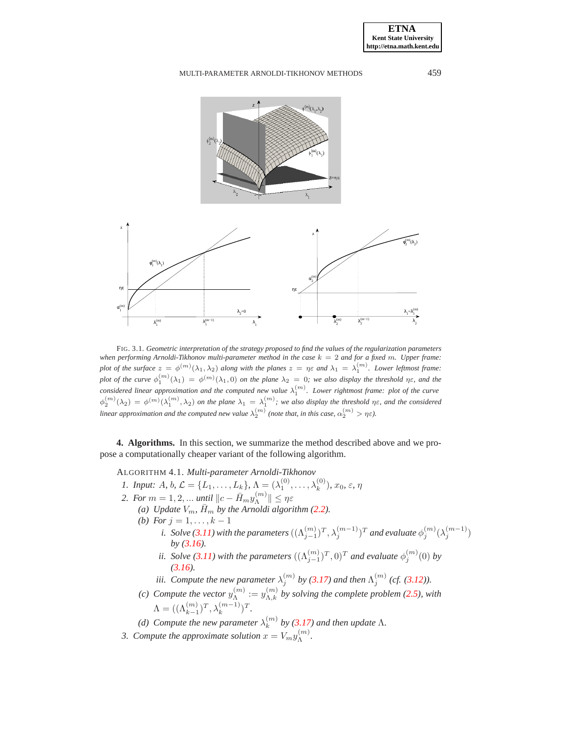FIG. 3.1. *Geometric interpretation of the strategy proposed to find the values of the regularization parameters when performing Arnoldi-Tikhonov multi-parameter method in the case $k = 2$ and for a fixed $m$. Upper frame: plot of the surface $z = \phi^{(m)}(\lambda_1, \lambda_2)$ along with the planes $z = \eta\varepsilon$ and $\lambda_1 = \lambda_1^{(m)}$. Lower leftmost frame: plot of the curve $\phi_1^{(m)}(\lambda_1) = \phi^{(m)}(\lambda_1, 0)$ on the plane $\lambda_2 = 0$; we also display the threshold $\eta\varepsilon$, and the considered linear approximation and the computed new value $\lambda_1^{(m)}$. Lower rightmost frame: plot of the curve $\phi_2^{(m)}(\lambda_2) = \phi^{(m)}(\lambda_1^{(m)}, \lambda_2)$ on the plane $\lambda_1 = \lambda_1^{(m)}$; we also display the threshold $\eta\varepsilon$, and the considered linear approximation and the computed new value $\lambda_2^{(m)}$ (note that, in this case, $\alpha_2^{(m)} > \eta\varepsilon$).*

**4. Algorithms.** In this section, we summarize the method described above and we propose a computationally cheaper variant of the following algorithm.

ALGORITHM 4.1. *Multi-parameter Arnoldi-Tikhonov*

1. *Input:* $A$, $b$, $\mathcal{L} = \{L_1, \ldots, L_k\}$, $\Lambda = (\lambda_1^{(0)}, \ldots, \lambda_k^{(0)})$, $x_0$, $\varepsilon$, $\eta$
2. *For* $m = 1, 2, \ldots$ *until* $\|c - \bar{H}_m y_\Lambda^{(m)}\| \leq \eta\varepsilon$
   - (a) *Update* $V_m$, $\bar{H}_m$ *by the Arnoldi algorithm (2.2).*
   - (b) *For* $j = 1, \ldots, k-1$
     - i. *Solve (3.11) with the parameters* $((\Lambda_{j-1}^{(m)})^T, \lambda_j^{(m-1)})^T$ *and evaluate* $\phi_j^{(m)}(\lambda_j^{(m-1)})$ *by (3.16).*
     - ii. *Solve (3.11) with the parameters* $((\Lambda_{j-1}^{(m)})^T, 0)^T$ *and evaluate* $\phi_j^{(m)}(0)$ *by (3.16).*
     - iii. *Compute the new parameter* $\lambda_j^{(m)}$ *by (3.17) and then* $\Lambda_j^{(m)}$ *(cf. (3.12)).*
   - (c) *Compute the vector* $y_\Lambda^{(m)} := y_{\Lambda,k}^{(m)}$ *by solving the complete problem (2.5), with* $\Lambda = ((\Lambda_{k-1}^{(m)})^T, \lambda_k^{(m-1)})^T$.
   - (d) *Compute the new parameter* $\lambda_k^{(m)}$ *by (3.17) and then update* $\Lambda$.
3. *Compute the approximate solution* $x = V_m y_\Lambda^{(m)}$.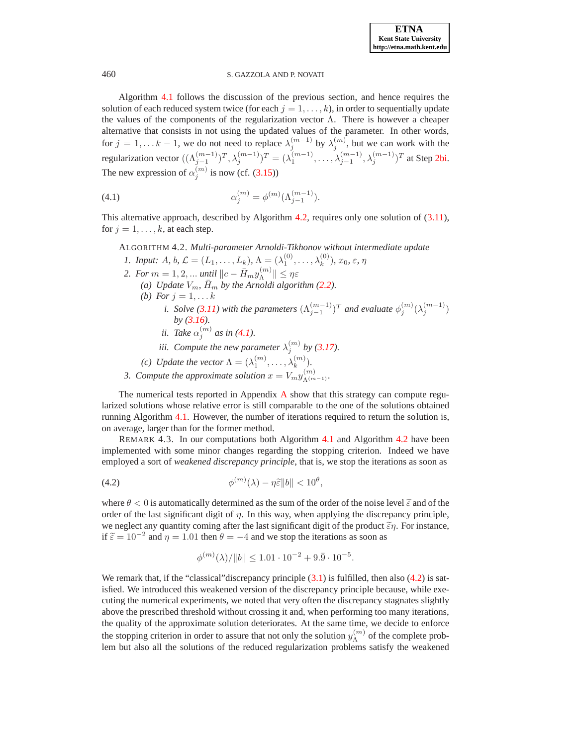Algorithm 4.1 follows the discussion of the previous section, and hence requires the solution of each reduced system twice (for each $j = 1, \dots, k$), in order to sequentially update the values of the components of the regularization vector $\Lambda$. There is however a cheaper alternative that consists in not using the updated values of the parameter. In other words, for $j = 1, \dots k-1$, we do not need to replace $\lambda_j^{(m-1)}$ by $\lambda_j^{(m)}$, but we can work with the regularization vector $((\Lambda_{j-1}^{(m-1)})^T, \lambda_j^{(m-1)})^T = (\lambda_1^{(m-1)}, \dots, \lambda_{j-1}^{(m-1)}, \lambda_j^{(m-1)})^T$ at Step 2bi. The new expression of $\alpha_j^{(m)}$ is now (cf. (3.15))

$$\alpha_j^{(m)} = \phi^{(m)}(\Lambda_{j-1}^{(m-1)}). \tag{4.1}$$

This alternative approach, described by Algorithm 4.2, requires only one solution of (3.11), for $j = 1, \dots, k$, at each step.

ALGORITHM 4.2. *Multi-parameter Arnoldi-Tikhonov without intermediate update*

1. *Input:* $A$, $b$, $\mathcal{L} = (L_1, \dots, L_k)$, $\Lambda = (\lambda_1^{(0)}, \dots, \lambda_k^{(0)})$, $x_0$, $\varepsilon$, $\eta$
2. *For* $m = 1, 2, \dots$ *until* $\|c - \bar{H}_m y_\Lambda^{(m)}\| \leq \eta\varepsilon$
   - (a) *Update* $V_m$, $\bar{H}_m$ *by the Arnoldi algorithm (2.2).*
   - (b) *For* $j = 1, \dots k$
     - i. *Solve (3.11) with the parameters* $(\Lambda_{j-1}^{(m-1)})^T$ *and evaluate* $\phi_j^{(m)}(\lambda_j^{(m-1)})$ *by (3.16).*
     - ii. *Take* $\alpha_j^{(m)}$ *as in (4.1).*
     - iii. *Compute the new parameter* $\lambda_j^{(m)}$ *by (3.17).*
   - (c) *Update the vector* $\Lambda = (\lambda_1^{(m)}, \dots, \lambda_k^{(m)})$.
3. *Compute the approximate solution* $x = V_m y_{\Lambda^{(m-1)}}^{(m)}$.

The numerical tests reported in Appendix A show that this strategy can compute regularized solutions whose relative error is still comparable to the one of the solutions obtained running Algorithm 4.1. However, the number of iterations required to return the solution is, on average, larger than for the former method.

REMARK 4.3. In our computations both Algorithm 4.1 and Algorithm 4.2 have been implemented with some minor changes regarding the stopping criterion. Indeed we have employed a sort of *weakened discrepancy principle*, that is, we stop the iterations as soon as

$$\phi^{(m)}(\lambda) - \eta\widetilde{\varepsilon}\|b\| < 10^{\theta}, \tag{4.2}$$

where $\theta < 0$ is automatically determined as the sum of the order of the noise level $\widetilde{\varepsilon}$ and of the order of the last significant digit of $\eta$. In this way, when applying the discrepancy principle, we neglect any quantity coming after the last significant digit of the product $\widetilde{\varepsilon}\eta$. For instance, if $\widetilde{\varepsilon} = 10^{-2}$ and $\eta = 1.01$ then $\theta = -4$ and we stop the iterations as soon as

$$\phi^{(m)}(\lambda)/\|b\| \leq 1.01 \cdot 10^{-2} + 9.\bar{9} \cdot 10^{-5}.$$

We remark that, if the "classical"discrepancy principle (3.1) is fulfilled, then also (4.2) is satisfied. We introduced this weakened version of the discrepancy principle because, while executing the numerical experiments, we noted that very often the discrepancy stagnates slightly above the prescribed threshold without crossing it and, when performing too many iterations, the quality of the approximate solution deteriorates. At the same time, we decide to enforce the stopping criterion in order to assure that not only the solution $y_\Lambda^{(m)}$ of the complete problem but also all the solutions of the reduced regularization problems satisfy the weakened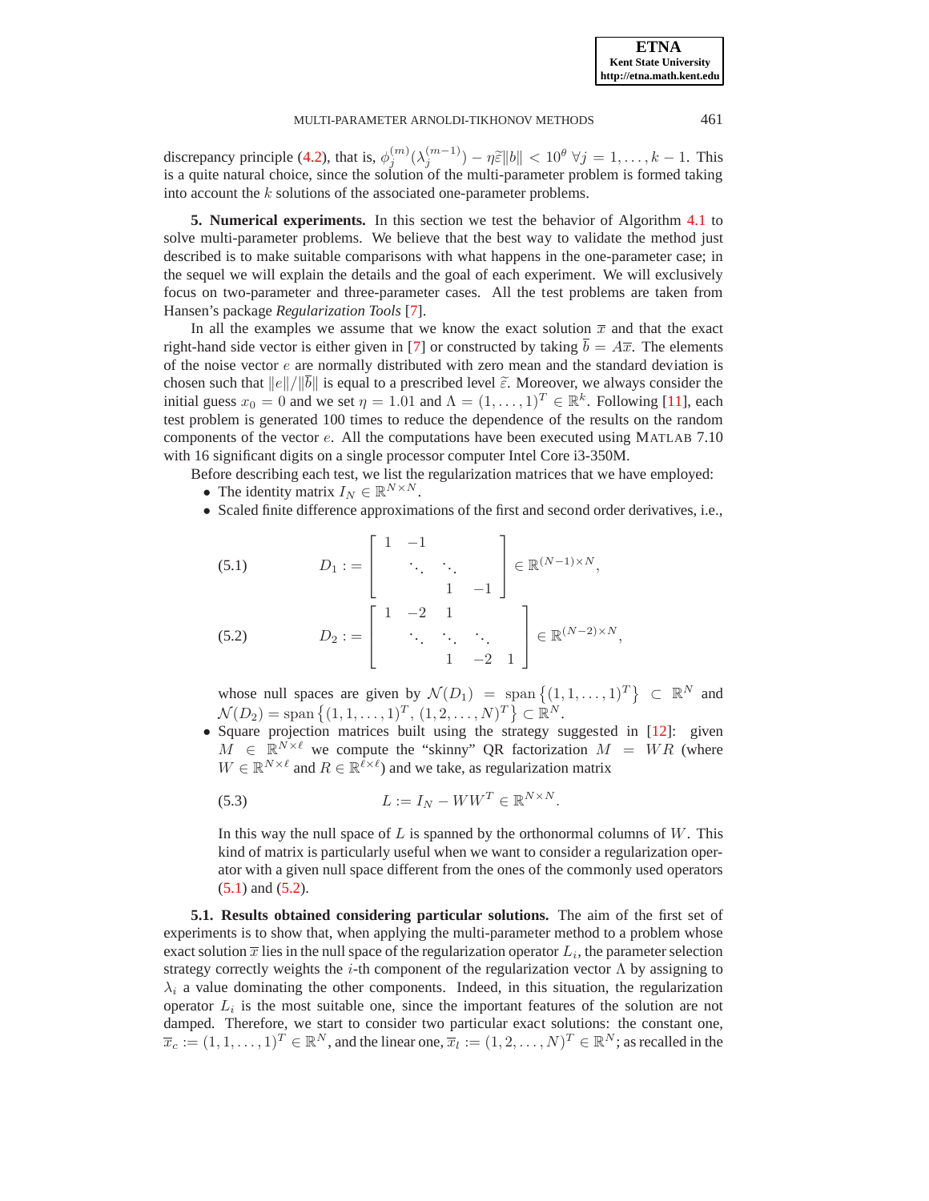discrepancy principle (4.2), that is, $\phi_j^{(m)}(\lambda_j^{(m-1)}) - \eta\widetilde{\varepsilon}\|b\| < 10^\theta \ \forall j = 1,\dots,k-1$. This is a quite natural choice, since the solution of the multi-parameter problem is formed taking into account the $k$ solutions of the associated one-parameter problems.

## 5. Numerical experiments.

In this section we test the behavior of Algorithm 4.1 to solve multi-parameter problems. We believe that the best way to validate the method just described is to make suitable comparisons with what happens in the one-parameter case; in the sequel we will explain the details and the goal of each experiment. We will exclusively focus on two-parameter and three-parameter cases. All the test problems are taken from Hansen's package *Regularization Tools* [7].

In all the examples we assume that we know the exact solution $\overline{x}$ and that the exact right-hand side vector is either given in [7] or constructed by taking $\overline{b} = A\overline{x}$. The elements of the noise vector $e$ are normally distributed with zero mean and the standard deviation is chosen such that $\|e\|/\|\overline{b}\|$ is equal to a prescribed level $\widetilde{\varepsilon}$. Moreover, we always consider the initial guess $x_0 = 0$ and we set $\eta = 1.01$ and $\Lambda = (1,\dots,1)^T \in \mathbb{R}^k$. Following [11], each test problem is generated 100 times to reduce the dependence of the results on the random components of the vector $e$. All the computations have been executed using MATLAB 7.10 with 16 significant digits on a single processor computer Intel Core i3-350M.

Before describing each test, we list the regularization matrices that we have employed:

- The identity matrix $I_N \in \mathbb{R}^{N\times N}$.
- Scaled finite difference approximations of the first and second order derivatives, i.e.,

$$D_1 := \begin{bmatrix} 1 & -1 & & \\ & \ddots & \ddots & \\ & & 1 & -1 \end{bmatrix} \in \mathbb{R}^{(N-1)\times N}, \tag{5.1}$$

$$D_2 := \begin{bmatrix} 1 & -2 & 1 & & \\ & \ddots & \ddots & \ddots & \\ & & 1 & -2 & 1 \end{bmatrix} \in \mathbb{R}^{(N-2)\times N}, \tag{5.2}$$

  whose null spaces are given by $\mathcal{N}(D_1) = \operatorname{span}\left\{(1,1,\dots,1)^T\right\} \subset \mathbb{R}^N$ and $\mathcal{N}(D_2) = \operatorname{span}\left\{(1,1,\dots,1)^T, (1,2,\dots,N)^T\right\} \subset \mathbb{R}^N$.
- Square projection matrices built using the strategy suggested in [12]: given $M \in \mathbb{R}^{N\times \ell}$ we compute the "skinny" QR factorization $M = WR$ (where $W \in \mathbb{R}^{N\times\ell}$ and $R \in \mathbb{R}^{\ell\times\ell}$) and we take, as regularization matrix

$$L := I_N - WW^T \in \mathbb{R}^{N\times N}. \tag{5.3}$$

  In this way the null space of $L$ is spanned by the orthonormal columns of $W$. This kind of matrix is particularly useful when we want to consider a regularization operator with a given null space different from the ones of the commonly used operators (5.1) and (5.2).

### 5.1. Results obtained considering particular solutions.

The aim of the first set of experiments is to show that, when applying the multi-parameter method to a problem whose exact solution $\overline{x}$ lies in the null space of the regularization operator $L_i$, the parameter selection strategy correctly weights the $i$-th component of the regularization vector $\Lambda$ by assigning to $\lambda_i$ a value dominating the other components. Indeed, in this situation, the regularization operator $L_i$ is the most suitable one, since the important features of the solution are not damped. Therefore, we start to consider two particular exact solutions: the constant one, $\overline{x}_c := (1,1,\dots,1)^T \in \mathbb{R}^N$, and the linear one, $\overline{x}_l := (1,2,\dots,N)^T \in \mathbb{R}^N$; as recalled in the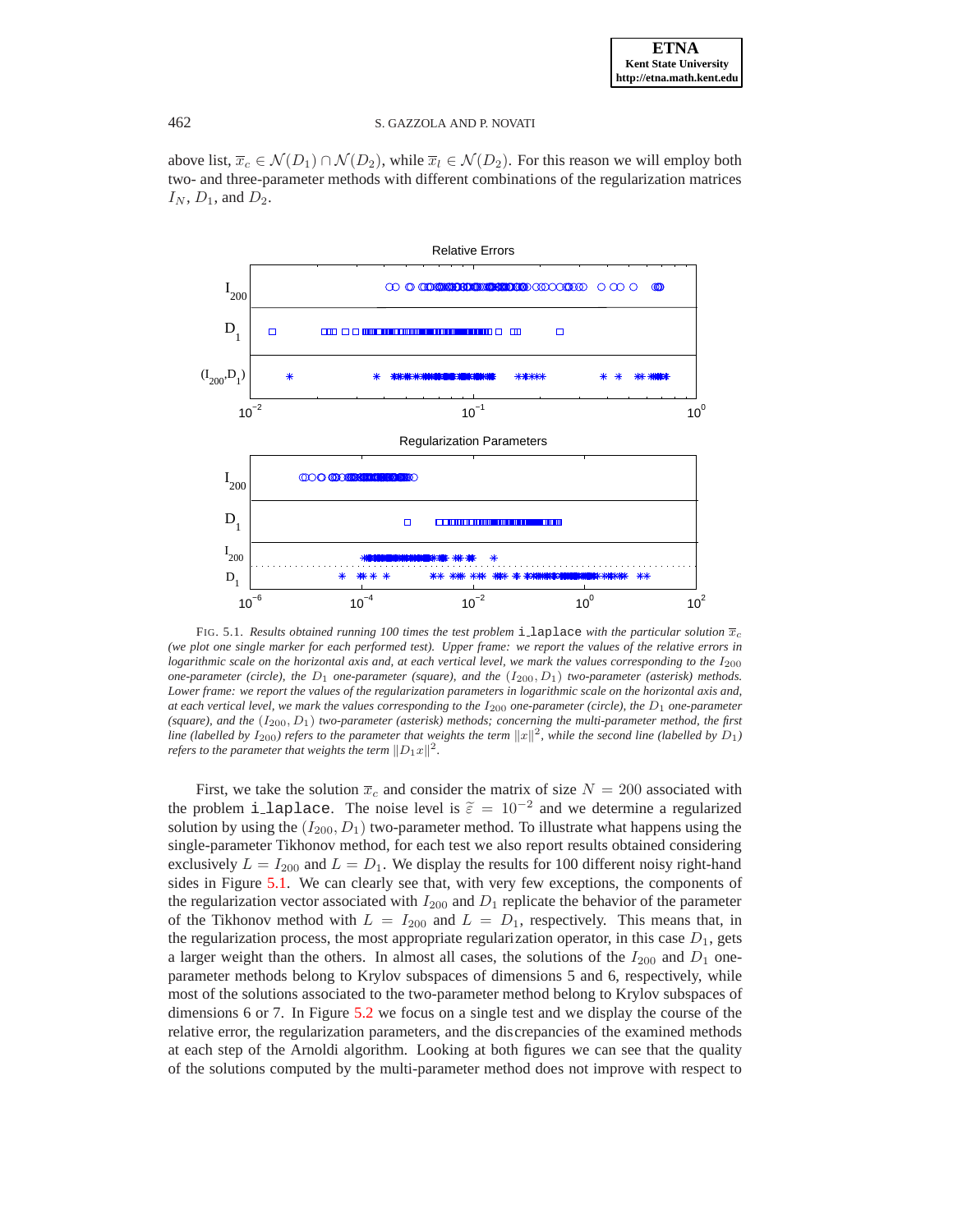above list, $\overline{x}_c \in \mathcal{N}(D_1) \cap \mathcal{N}(D_2)$, while $\overline{x}_l \in \mathcal{N}(D_2)$. For this reason we will employ both two- and three-parameter methods with different combinations of the regularization matrices $I_N$, $D_1$, and $D_2$.

FIG. 5.1. *Results obtained running 100 times the test problem* `i_laplace` *with the particular solution* $\overline{x}_c$ *(we plot one single marker for each performed test). Upper frame: we report the values of the relative errors in logarithmic scale on the horizontal axis and, at each vertical level, we mark the values corresponding to the* $I_{200}$ *one-parameter (circle), the* $D_1$ *one-parameter (square), and the* $(I_{200}, D_1)$ *two-parameter (asterisk) methods. Lower frame: we report the values of the regularization parameters in logarithmic scale on the horizontal axis and, at each vertical level, we mark the values corresponding to the* $I_{200}$ *one-parameter (circle), the* $D_1$ *one-parameter (square), and the* $(I_{200}, D_1)$ *two-parameter (asterisk) methods; concerning the multi-parameter method, the first line (labelled by* $I_{200}$*) refers to the parameter that weights the term* $\|x\|^2$*, while the second line (labelled by* $D_1$*) refers to the parameter that weights the term* $\|D_1 x\|^2$*.*

First, we take the solution $\overline{x}_c$ and consider the matrix of size $N = 200$ associated with the problem `i_laplace`. The noise level is $\widetilde{\varepsilon} = 10^{-2}$ and we determine a regularized solution by using the $(I_{200}, D_1)$ two-parameter method. To illustrate what happens using the single-parameter Tikhonov method, for each test we also report results obtained considering exclusively $L = I_{200}$ and $L = D_1$. We display the results for 100 different noisy right-hand sides in Figure 5.1. We can clearly see that, with very few exceptions, the components of the regularization vector associated with $I_{200}$ and $D_1$ replicate the behavior of the parameter of the Tikhonov method with $L = I_{200}$ and $L = D_1$, respectively. This means that, in the regularization process, the most appropriate regularization operator, in this case $D_1$, gets a larger weight than the others. In almost all cases, the solutions of the $I_{200}$ and $D_1$ one-parameter methods belong to Krylov subspaces of dimensions 5 and 6, respectively, while most of the solutions associated to the two-parameter method belong to Krylov subspaces of dimensions 6 or 7. In Figure 5.2 we focus on a single test and we display the course of the relative error, the regularization parameters, and the discrepancies of the examined methods at each step of the Arnoldi algorithm. Looking at both figures we can see that the quality of the solutions computed by the multi-parameter method does not improve with respect to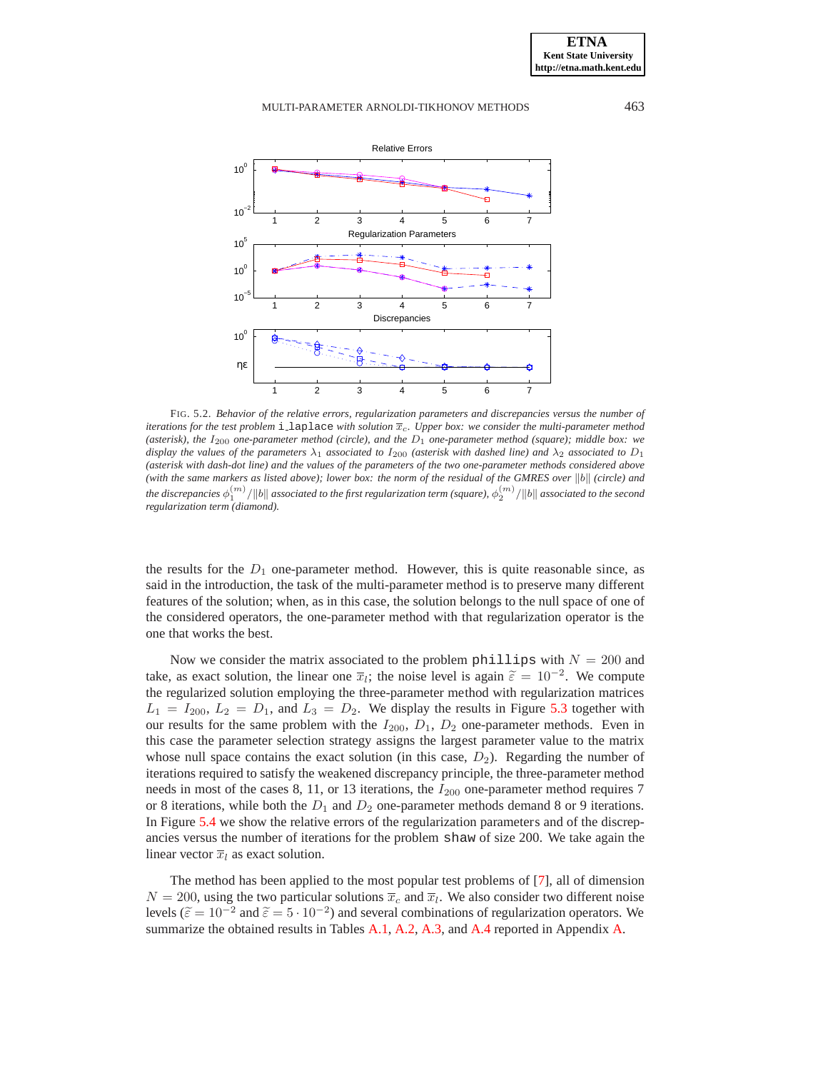FIG. 5.2. *Behavior of the relative errors, regularization parameters and discrepancies versus the number of iterations for the test problem* `i_laplace` *with solution* $\overline{x}_c$. *Upper box: we consider the multi-parameter method (asterisk), the* $I_{200}$ *one-parameter method (circle), and the* $D_1$ *one-parameter method (square); middle box: we display the values of the parameters* $\lambda_1$ *associated to* $I_{200}$ *(asterisk with dashed line) and* $\lambda_2$ *associated to* $D_1$ *(asterisk with dash-dot line) and the values of the parameters of the two one-parameter methods considered above (with the same markers as listed above); lower box: the norm of the residual of the GMRES over* $\|b\|$ *(circle) and the discrepancies* $\phi_1^{(m)}/\|b\|$ *associated to the first regularization term (square),* $\phi_2^{(m)}/\|b\|$ *associated to the second regularization term (diamond).*

the results for the $D_1$ one-parameter method. However, this is quite reasonable since, as said in the introduction, the task of the multi-parameter method is to preserve many different features of the solution; when, as in this case, the solution belongs to the null space of one of the considered operators, the one-parameter method with that regularization operator is the one that works the best.

Now we consider the matrix associated to the problem `phillips` with $N = 200$ and take, as exact solution, the linear one $\overline{x}_l$; the noise level is again $\widetilde{\varepsilon} = 10^{-2}$. We compute the regularized solution employing the three-parameter method with regularization matrices $L_1 = I_{200}$, $L_2 = D_1$, and $L_3 = D_2$. We display the results in Figure 5.3 together with our results for the same problem with the $I_{200}$, $D_1$, $D_2$ one-parameter methods. Even in this case the parameter selection strategy assigns the largest parameter value to the matrix whose null space contains the exact solution (in this case, $D_2$). Regarding the number of iterations required to satisfy the weakened discrepancy principle, the three-parameter method needs in most of the cases 8, 11, or 13 iterations, the $I_{200}$ one-parameter method requires 7 or 8 iterations, while both the $D_1$ and $D_2$ one-parameter methods demand 8 or 9 iterations. In Figure 5.4 we show the relative errors of the regularization parameters and of the discrepancies versus the number of iterations for the problem `shaw` of size 200. We take again the linear vector $\overline{x}_l$ as exact solution.

The method has been applied to the most popular test problems of [7], all of dimension $N = 200$, using the two particular solutions $\overline{x}_c$ and $\overline{x}_l$. We also consider two different noise levels ($\widetilde{\varepsilon} = 10^{-2}$ and $\widetilde{\varepsilon} = 5 \cdot 10^{-2}$) and several combinations of regularization operators. We summarize the obtained results in Tables A.1, A.2, A.3, and A.4 reported in Appendix A.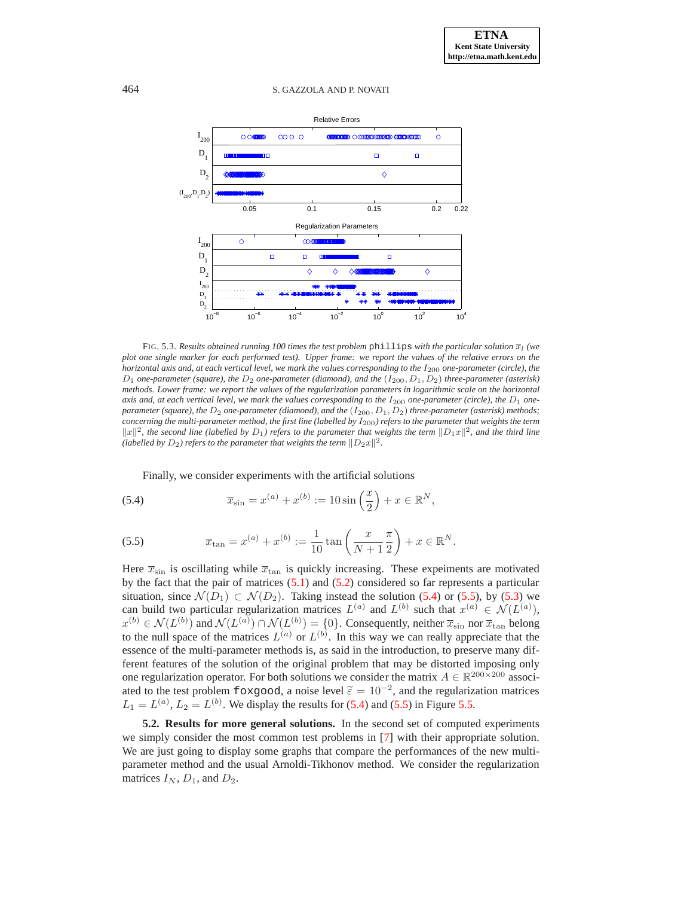FIG. 5.3. *Results obtained running 100 times the test problem* `phillips` *with the particular solution* $\overline{x}_l$ *(we plot one single marker for each performed test). Upper frame: we report the values of the relative errors on the horizontal axis and, at each vertical level, we mark the values corresponding to the* $I_{200}$ *one-parameter (circle), the* $D_1$ *one-parameter (square), the* $D_2$ *one-parameter (diamond), and the* $(I_{200}, D_1, D_2)$ *three-parameter (asterisk) methods. Lower frame: we report the values of the regularization parameters in logarithmic scale on the horizontal axis and, at each vertical level, we mark the values corresponding to the* $I_{200}$ *one-parameter (circle), the* $D_1$ *one-parameter (square), the* $D_2$ *one-parameter (diamond), and the* $(I_{200}, D_1, D_2)$ *three-parameter (asterisk) methods; concerning the multi-parameter method, the first line (labelled by* $I_{200}$*) refers to the parameter that weights the term* $\|x\|^2$*, the second line (labelled by* $D_1$*) refers to the parameter that weights the term* $\|D_1 x\|^2$*, and the third line (labelled by* $D_2$*) refers to the parameter that weights the term* $\|D_2 x\|^2$*.*

Finally, we consider experiments with the artificial solutions

$$\overline{x}_{\sin} = x^{(a)} + x^{(b)} := 10 \sin\left(\frac{x}{2}\right) + x \in \mathbb{R}^N, \tag{5.4}$$

$$\overline{x}_{\tan} = x^{(a)} + x^{(b)} := \frac{1}{10} \tan\left(\frac{x}{N+1}\frac{\pi}{2}\right) + x \in \mathbb{R}^N. \tag{5.5}$$

Here $\overline{x}_{\sin}$ is oscillating while $\overline{x}_{\tan}$ is quickly increasing. These expeiments are motivated by the fact that the pair of matrices (5.1) and (5.2) considered so far represents a particular situation, since $\mathcal{N}(D_1) \subset \mathcal{N}(D_2)$. Taking instead the solution (5.4) or (5.5), by (5.3) we can build two particular regularization matrices $L^{(a)}$ and $L^{(b)}$ such that $x^{(a)} \in \mathcal{N}(L^{(a)})$, $x^{(b)} \in \mathcal{N}(L^{(b)})$ and $\mathcal{N}(L^{(a)}) \cap \mathcal{N}(L^{(b)}) = \{0\}$. Consequently, neither $\overline{x}_{\sin}$ nor $\overline{x}_{\tan}$ belong to the null space of the matrices $L^{(a)}$ or $L^{(b)}$. In this way we can really appreciate that the essence of the multi-parameter methods is, as said in the introduction, to preserve many different features of the solution of the original problem that may be distorted imposing only one regularization operator. For both solutions we consider the matrix $A \in \mathbb{R}^{200\times 200}$ associated to the test problem `foxgood`, a noise level $\widetilde{\varepsilon} = 10^{-2}$, and the regularization matrices $L_1 = L^{(a)}$, $L_2 = L^{(b)}$. We display the results for (5.4) and (5.5) in Figure 5.5.

**5.2. Results for more general solutions.** In the second set of computed experiments we simply consider the most common test problems in [7] with their appropriate solution. We are just going to display some graphs that compare the performances of the new multi-parameter method and the usual Arnoldi-Tikhonov method. We consider the regularization matrices $I_N$, $D_1$, and $D_2$.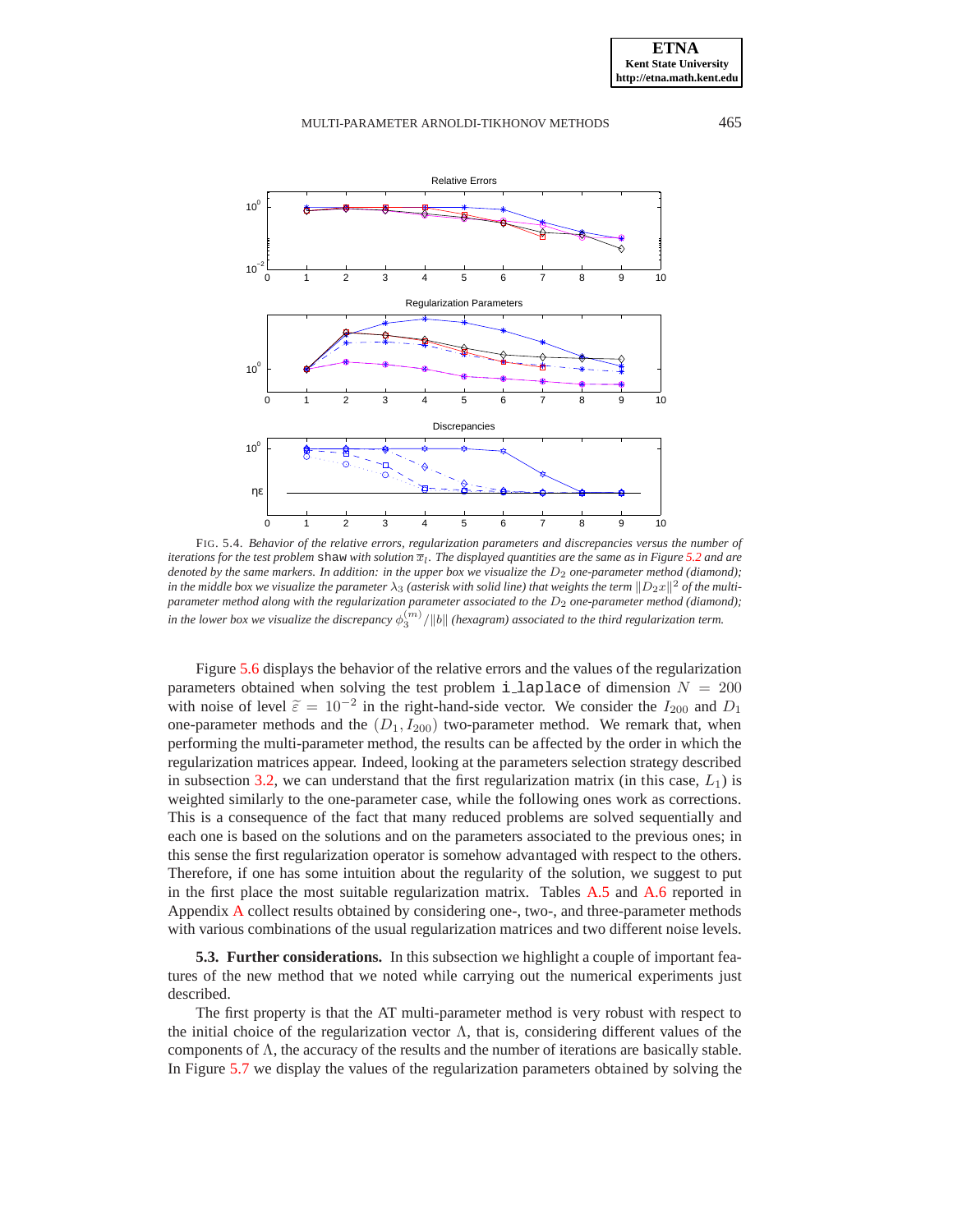FIG. 5.4. *Behavior of the relative errors, regularization parameters and discrepancies versus the number of iterations for the test problem* `shaw` *with solution* $\overline{x}_I$. *The displayed quantities are the same as in Figure 5.2 and are denoted by the same markers. In addition: in the upper box we visualize the* $D_2$ *one-parameter method (diamond); in the middle box we visualize the parameter* $\lambda_3$ *(asterisk with solid line) that weights the term* $\|D_2 x\|^2$ *of the multi-parameter method along with the regularization parameter associated to the* $D_2$ *one-parameter method (diamond); in the lower box we visualize the discrepancy* $\phi_3^{(m)}/\|b\|$ *(hexagram) associated to the third regularization term.*

Figure 5.6 displays the behavior of the relative errors and the values of the regularization parameters obtained when solving the test problem `i_laplace` of dimension $N = 200$ with noise of level $\widetilde{\varepsilon} = 10^{-2}$ in the right-hand-side vector. We consider the $I_{200}$ and $D_1$ one-parameter methods and the $(D_1, I_{200})$ two-parameter method. We remark that, when performing the multi-parameter method, the results can be affected by the order in which the regularization matrices appear. Indeed, looking at the parameters selection strategy described in subsection 3.2, we can understand that the first regularization matrix (in this case, $L_1$) is weighted similarly to the one-parameter case, while the following ones work as corrections. This is a consequence of the fact that many reduced problems are solved sequentially and each one is based on the solutions and on the parameters associated to the previous ones; in this sense the first regularization operator is somehow advantaged with respect to the others. Therefore, if one has some intuition about the regularity of the solution, we suggest to put in the first place the most suitable regularization matrix. Tables A.5 and A.6 reported in Appendix A collect results obtained by considering one-, two-, and three-parameter methods with various combinations of the usual regularization matrices and two different noise levels.

**5.3. Further considerations.** In this subsection we highlight a couple of important features of the new method that we noted while carrying out the numerical experiments just described.

The first property is that the AT multi-parameter method is very robust with respect to the initial choice of the regularization vector $\Lambda$, that is, considering different values of the components of $\Lambda$, the accuracy of the results and the number of iterations are basically stable. In Figure 5.7 we display the values of the regularization parameters obtained by solving the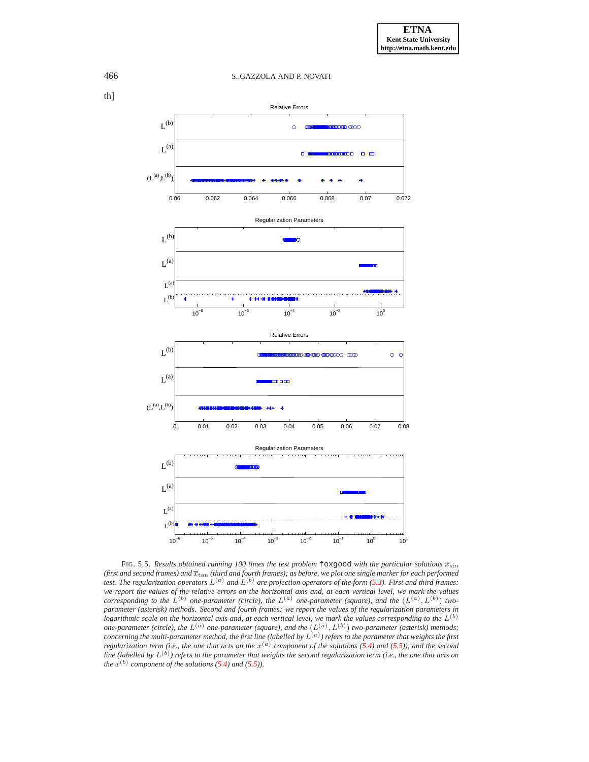th]

FIG. 5.5. *Results obtained running 100 times the test problem* `foxgood` *with the particular solutions* $\overline{x}_{\sin}$ *(first and second frames) and* $\overline{x}_{\tan}$ *(third and fourth frames); as before, we plot one single marker for each performed test. The regularization operators* $L^{(a)}$ *and* $L^{(b)}$ *are projection operators of the form (5.3). First and third frames: we report the values of the relative errors on the horizontal axis and, at each vertical level, we mark the values corresponding to the* $L^{(b)}$ *one-parameter (circle), the* $L^{(a)}$ *one-parameter (square), and the* $(L^{(a)}, L^{(b)})$ *two-parameter (asterisk) methods. Second and fourth frames: we report the values of the regularization parameters in logarithmic scale on the horizontal axis and, at each vertical level, we mark the values corresponding to the* $L^{(b)}$ *one-parameter (circle), the* $L^{(a)}$ *one-parameter (square), and the* $(L^{(a)}, L^{(b)})$ *two-parameter (asterisk) methods; concerning the multi-parameter method, the first line (labelled by* $L^{(a)}$*) refers to the parameter that weights the first regularization term (i.e., the one that acts on the* $x^{(a)}$ *component of the solutions (5.4) and (5.5)), and the second line (labelled by* $L^{(b)}$*) refers to the parameter that weights the second regularization term (i.e., the one that acts on the* $x^{(b)}$ *component of the solutions (5.4) and (5.5)).*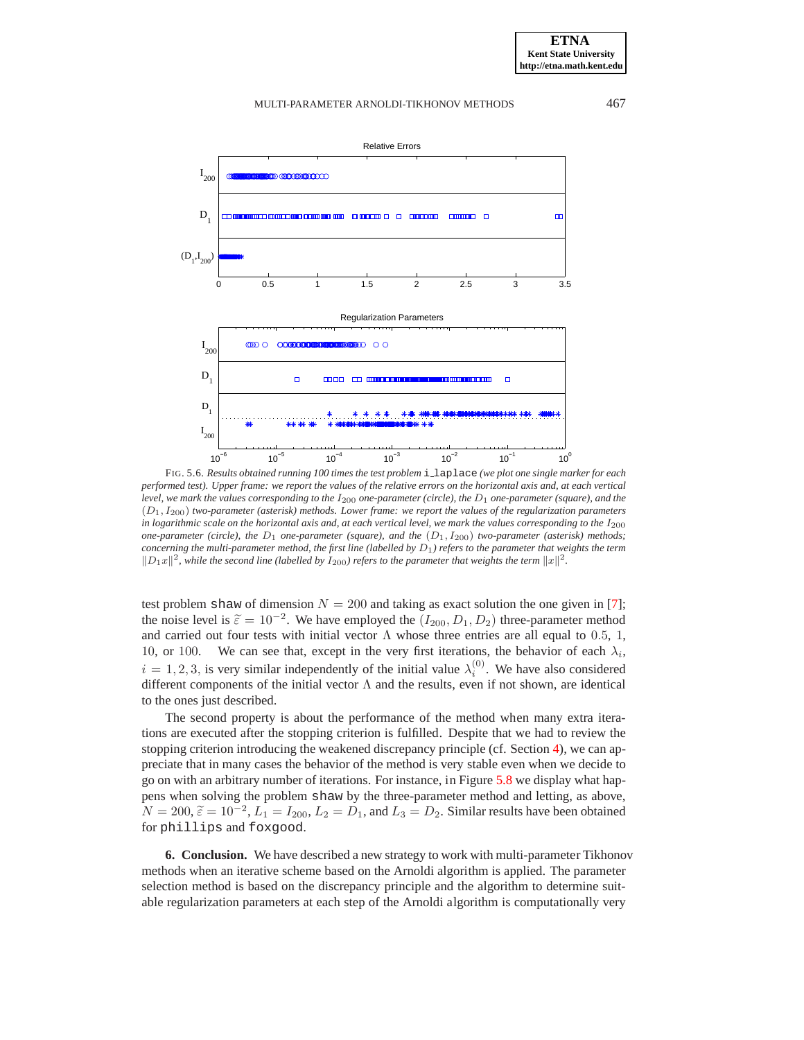FIG. 5.6. *Results obtained running 100 times the test problem* `i_laplace` *(we plot one single marker for each performed test). Upper frame: we report the values of the relative errors on the horizontal axis and, at each vertical level, we mark the values corresponding to the $I_{200}$ one-parameter (circle), the $D_1$ one-parameter (square), and the $(D_1, I_{200})$ two-parameter (asterisk) methods. Lower frame: we report the values of the regularization parameters in logarithmic scale on the horizontal axis and, at each vertical level, we mark the values corresponding to the $I_{200}$ one-parameter (circle), the $D_1$ one-parameter (square), and the $(D_1, I_{200})$ two-parameter (asterisk) methods; concerning the multi-parameter method, the first line (labelled by $D_1$) refers to the parameter that weights the term $\|D_1 x\|^2$, while the second line (labelled by $I_{200}$) refers to the parameter that weights the term $\|x\|^2$.*

test problem `shaw` of dimension $N = 200$ and taking as exact solution the one given in [7]; the noise level is $\widetilde{\varepsilon} = 10^{-2}$. We have employed the $(I_{200}, D_1, D_2)$ three-parameter method and carried out four tests with initial vector $\Lambda$ whose three entries are all equal to $0.5$, $1$, $10$, or $100$. We can see that, except in the very first iterations, the behavior of each $\lambda_i$, $i = 1, 2, 3$, is very similar independently of the initial value $\lambda_i^{(0)}$. We have also considered different components of the initial vector $\Lambda$ and the results, even if not shown, are identical to the ones just described.

The second property is about the performance of the method when many extra iterations are executed after the stopping criterion is fulfilled. Despite that we had to review the stopping criterion introducing the weakened discrepancy principle (cf. Section 4), we can appreciate that in many cases the behavior of the method is very stable even when we decide to go on with an arbitrary number of iterations. For instance, in Figure 5.8 we display what happens when solving the problem `shaw` by the three-parameter method and letting, as above, $N = 200$, $\widetilde{\varepsilon} = 10^{-2}$, $L_1 = I_{200}$, $L_2 = D_1$, and $L_3 = D_2$. Similar results have been obtained for `phillips` and `foxgood`.

**6. Conclusion.** We have described a new strategy to work with multi-parameter Tikhonov methods when an iterative scheme based on the Arnoldi algorithm is applied. The parameter selection method is based on the discrepancy principle and the algorithm to determine suitable regularization parameters at each step of the Arnoldi algorithm is computationally very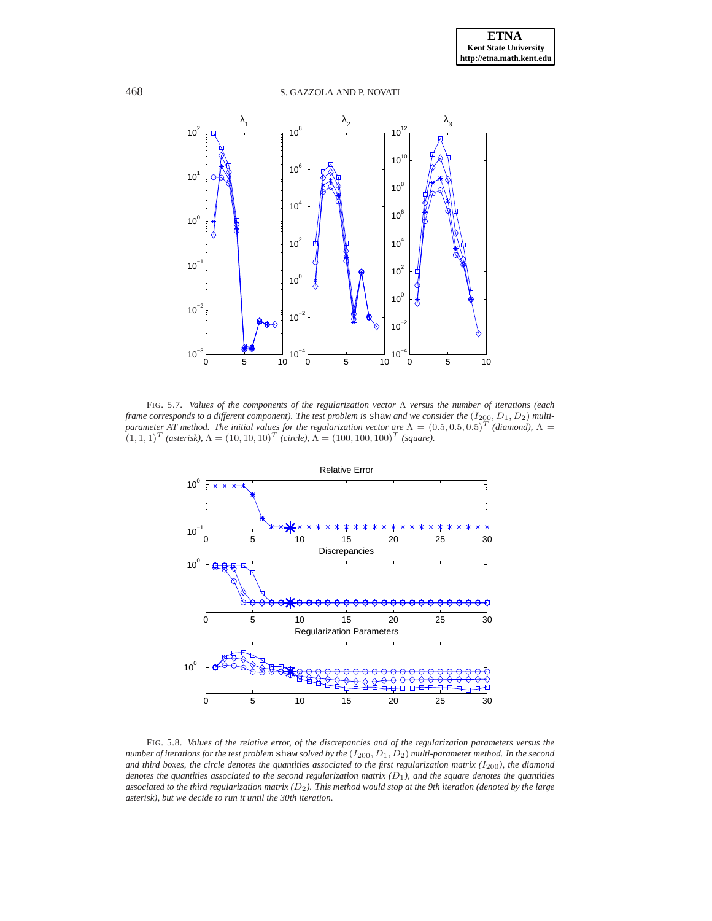FIG. 5.7. *Values of the components of the regularization vector $\Lambda$ versus the number of iterations (each frame corresponds to a different component). The test problem is* shaw *and we consider the $(I_{200}, D_1, D_2)$ multi-parameter AT method. The initial values for the regularization vector are $\Lambda = (0.5, 0.5, 0.5)^T$ (diamond), $\Lambda = (1, 1, 1)^T$ (asterisk), $\Lambda = (10, 10, 10)^T$ (circle), $\Lambda = (100, 100, 100)^T$ (square).*

FIG. 5.8. *Values of the relative error, of the discrepancies and of the regularization parameters versus the number of iterations for the test problem* shaw *solved by the $(I_{200}, D_1, D_2)$ multi-parameter method. In the second and third boxes, the circle denotes the quantities associated to the first regularization matrix ($I_{200}$), the diamond denotes the quantities associated to the second regularization matrix ($D_1$), and the square denotes the quantities associated to the third regularization matrix ($D_2$). This method would stop at the 9th iteration (denoted by the large asterisk), but we decide to run it until the 30th iteration.*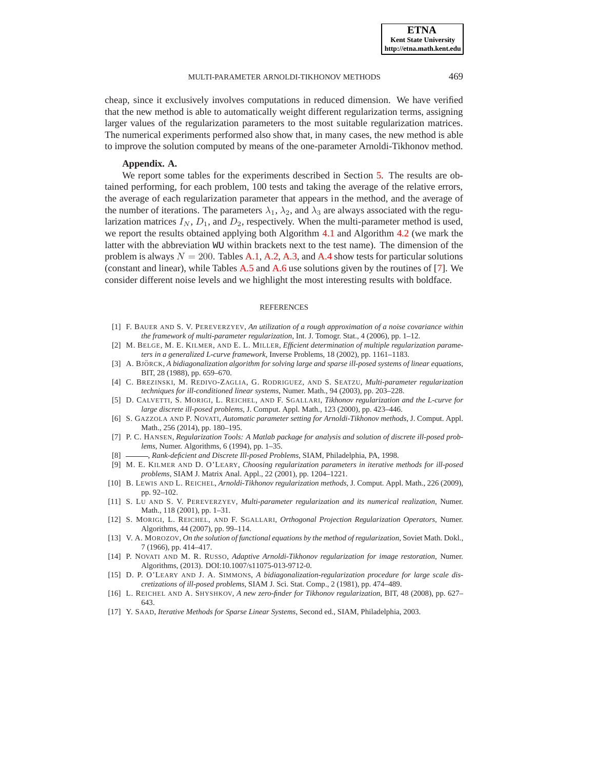cheap, since it exclusively involves computations in reduced dimension. We have verified that the new method is able to automatically weight different regularization terms, assigning larger values of the regularization parameters to the most suitable regularization matrices. The numerical experiments performed also show that, in many cases, the new method is able to improve the solution computed by means of the one-parameter Arnoldi-Tikhonov method.

**Appendix. A.**

We report some tables for the experiments described in Section 5. The results are obtained performing, for each problem, 100 tests and taking the average of the relative errors, the average of each regularization parameter that appears in the method, and the average of the number of iterations. The parameters $\lambda_1$, $\lambda_2$, and $\lambda_3$ are always associated with the regularization matrices $I_N$, $D_1$, and $D_2$, respectively. When the multi-parameter method is used, we report the results obtained applying both Algorithm 4.1 and Algorithm 4.2 (we mark the latter with the abbreviation `WU` within brackets next to the test name). The dimension of the problem is always $N = 200$. Tables A.1, A.2, A.3, and A.4 show tests for particular solutions (constant and linear), while Tables A.5 and A.6 use solutions given by the routines of [7]. We consider different noise levels and we highlight the most interesting results with boldface.

REFERENCES

[1] F. Bauer and S. V. Pereverzyev, *An utilization of a rough approximation of a noise covariance within the framework of multi-parameter regularization*, Int. J. Tomogr. Stat., 4 (2006), pp. 1–12.

[2] M. Belge, M. E. Kilmer, and E. L. Miller, *Efficient determination of multiple regularization parameters in a generalized L-curve framework*, Inverse Problems, 18 (2002), pp. 1161–1183.

[3] A. Björck, *A bidiagonalization algorithm for solving large and sparse ill-posed systems of linear equations*, BIT, 28 (1988), pp. 659–670.

[4] C. Brezinski, M. Redivo-Zaglia, G. Rodriguez, and S. Seatzu, *Multi-parameter regularization techniques for ill-conditioned linear systems*, Numer. Math., 94 (2003), pp. 203–228.

[5] D. Calvetti, S. Morigi, L. Reichel, and F. Sgallari, *Tikhonov regularization and the L-curve for large discrete ill-posed problems*, J. Comput. Appl. Math., 123 (2000), pp. 423–446.

[6] S. Gazzola and P. Novati, *Automatic parameter setting for Arnoldi-Tikhonov methods*, J. Comput. Appl. Math., 256 (2014), pp. 180–195.

[7] P. C. Hansen, *Regularization Tools: A Matlab package for analysis and solution of discrete ill-posed problems*, Numer. Algorithms, 6 (1994), pp. 1–35.

[8] ———, *Rank-deficient and Discrete Ill-posed Problems*, SIAM, Philadelphia, PA, 1998.

[9] M. E. Kilmer and D. O'Leary, *Choosing regularization parameters in iterative methods for ill-posed problems*, SIAM J. Matrix Anal. Appl., 22 (2001), pp. 1204–1221.

[10] B. Lewis and L. Reichel, *Arnoldi-Tikhonov regularization methods*, J. Comput. Appl. Math., 226 (2009), pp. 92–102.

[11] S. Lu and S. V. Pereverzyev, *Multi-parameter regularization and its numerical realization*, Numer. Math., 118 (2001), pp. 1–31.

[12] S. Morigi, L. Reichel, and F. Sgallari, *Orthogonal Projection Regularization Operators*, Numer. Algorithms, 44 (2007), pp. 99–114.

[13] V. A. Morozov, *On the solution of functional equations by the method of regularization*, Soviet Math. Dokl., 7 (1966), pp. 414–417.

[14] P. Novati and M. R. Russo, *Adaptive Arnoldi-Tikhonov regularization for image restoration*, Numer. Algorithms, (2013). DOI:10.1007/s11075-013-9712-0.

[15] D. P. O'Leary and J. A. Simmons, *A bidiagonalization-regularization procedure for large scale discretizations of ill-posed problems*, SIAM J. Sci. Stat. Comp., 2 (1981), pp. 474–489.

[16] L. Reichel and A. Shyshkov, *A new zero-finder for Tikhonov regularization*, BIT, 48 (2008), pp. 627–643.

[17] Y. Saad, *Iterative Methods for Sparse Linear Systems*, Second ed., SIAM, Philadelphia, 2003.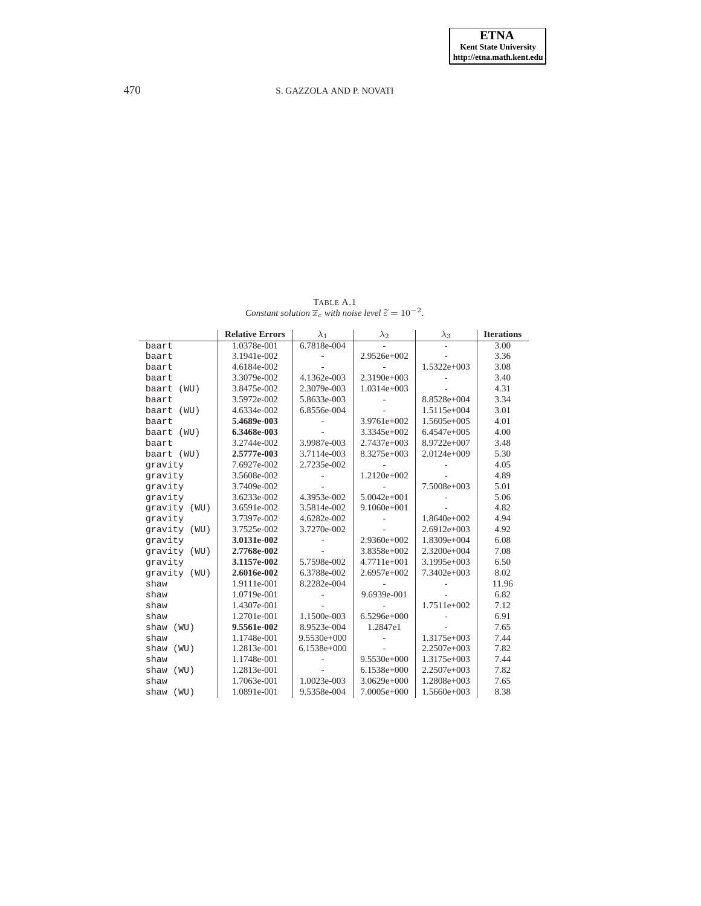TABLE A.1
*Constant solution $\overline{x}_c$ with noise level $\widetilde{\varepsilon} = 10^{-2}$.*

| | **Relative Errors** | $\lambda_1$ | $\lambda_2$ | $\lambda_3$ | **Iterations** |
|---|---|---|---|---|---|
| baart | 1.0378e-001 | 6.7818e-004 | - | - | 3.00 |
| baart | 3.1941e-002 | - | 2.9526e+002 | - | 3.36 |
| baart | 4.6184e-002 | - | - | 1.5322e+003 | 3.08 |
| baart | 3.3079e-002 | 4.1362e-003 | 2.3190e+003 | - | 3.40 |
| baart (WU) | 3.8475e-002 | 2.3079e-003 | 1.0314e+003 | - | 4.31 |
| baart | 3.5972e-002 | 5.8633e-003 | - | 8.8528e+004 | 3.34 |
| baart (WU) | 4.6334e-002 | 6.8556e-004 | - | 1.5115e+004 | 3.01 |
| baart | **5.4689e-003** | - | 3.9761e+002 | 1.5605e+005 | 4.01 |
| baart (WU) | **6.3468e-003** | - | 3.3345e+002 | 6.4547e+005 | 4.00 |
| baart | 3.2744e-002 | 3.9987e-003 | 2.7437e+003 | 8.9722e+007 | 3.48 |
| baart (WU) | **2.5777e-003** | 3.7114e-003 | 8.3275e+003 | 2.0124e+009 | 5.30 |
| gravity | 7.6927e-002 | 2.7235e-002 | - | - | 4.05 |
| gravity | 3.5608e-002 | - | 1.2120e+002 | - | 4.89 |
| gravity | 3.7409e-002 | - | - | 7.5008e+003 | 5.01 |
| gravity | 3.6233e-002 | 4.3953e-002 | 5.0042e+001 | - | 5.06 |
| gravity (WU) | 3.6591e-002 | 3.5814e-002 | 9.1060e+001 | - | 4.82 |
| gravity | 3.7397e-002 | 4.6282e-002 | - | 1.8640e+002 | 4.94 |
| gravity (WU) | 3.7525e-002 | 3.7270e-002 | - | 2.6912e+003 | 4.92 |
| gravity | **3.0131e-002** | - | 2.9360e+002 | 1.8309e+004 | 6.08 |
| gravity (WU) | **2.7768e-002** | - | 3.8358e+002 | 2.3200e+004 | 7.08 |
| gravity | **3.1157e-002** | 5.7598e-002 | 4.7711e+001 | 3.1995e+003 | 6.50 |
| gravity (WU) | **2.6016e-002** | 6.3788e-002 | 2.6957e+002 | 7.3402e+003 | 8.02 |
| shaw | 1.9111e-001 | 8.2282e-004 | - | - | 11.96 |
| shaw | 1.0719e-001 | - | 9.6939e-001 | - | 6.82 |
| shaw | 1.4307e-001 | - | - | 1.7511e+002 | 7.12 |
| shaw | 1.2701e-001 | 1.1500e-003 | 6.5296e+000 | - | 6.91 |
| shaw (WU) | **9.5561e-002** | 8.9523e-004 | 1.2847e1 | - | 7.65 |
| shaw | 1.1748e-001 | 9.5530e+000 | - | 1.3175e+003 | 7.44 |
| shaw (WU) | 1.2813e-001 | 6.1538e+000 | - | 2.2507e+003 | 7.82 |
| shaw | 1.1748e-001 | - | 9.5530e+000 | 1.3175e+003 | 7.44 |
| shaw (WU) | 1.2813e-001 | - | 6.1538e+000 | 2.2507e+003 | 7.82 |
| shaw | 1.7063e-001 | 1.0023e-003 | 3.0629e+000 | 1.2808e+003 | 7.65 |
| shaw (WU) | 1.0891e-001 | 9.5358e-004 | 7.0005e+000 | 1.5660e+003 | 8.38 |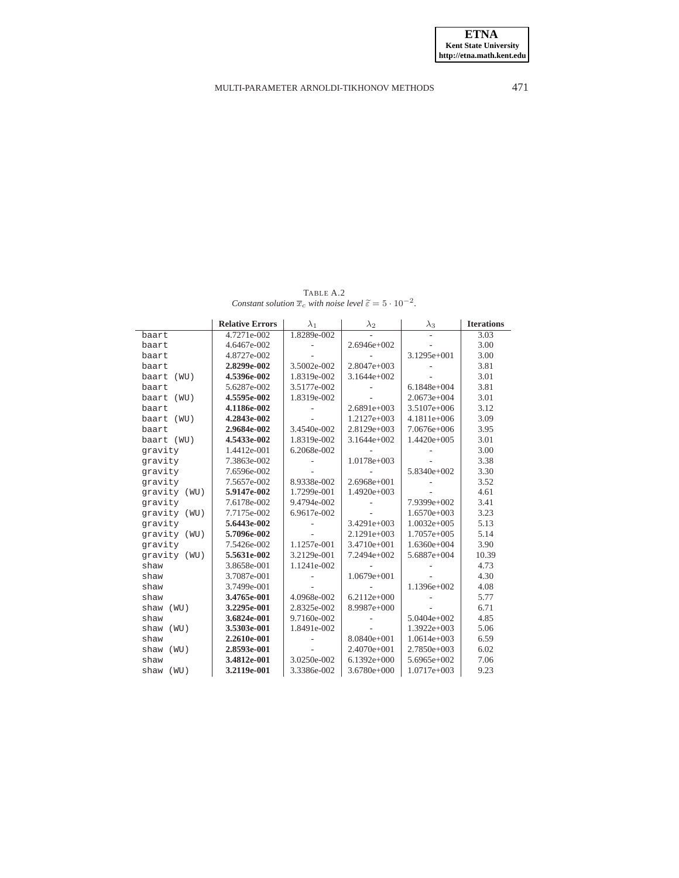TABLE A.2
*Constant solution $\overline{x}_c$ with noise level $\widetilde{\varepsilon} = 5 \cdot 10^{-2}$.*

| | Relative Errors | $\lambda_1$ | $\lambda_2$ | $\lambda_3$ | Iterations |
|---|---|---|---|---|---|
| baart | 4.7271e-002 | 1.8289e-002 | - | - | 3.03 |
| baart | 4.6467e-002 | - | 2.6946e+002 | - | 3.00 |
| baart | 4.8727e-002 | - | - | 3.1295e+001 | 3.00 |
| baart | **2.8299e-002** | 3.5002e-002 | 2.8047e+003 | - | 3.81 |
| baart (WU) | **4.5396e-002** | 1.8319e-002 | 3.1644e+002 | - | 3.01 |
| baart | 5.6287e-002 | 3.5177e-002 | - | 6.1848e+004 | 3.81 |
| baart (WU) | **4.5595e-002** | 1.8319e-002 | - | 2.0673e+004 | 3.01 |
| baart | **4.1186e-002** | - | 2.6891e+003 | 3.5107e+006 | 3.12 |
| baart (WU) | **4.2843e-002** | - | 1.2127e+003 | 4.1811e+006 | 3.09 |
| baart | **2.9684e-002** | 3.4540e-002 | 2.8129e+003 | 7.0676e+006 | 3.95 |
| baart (WU) | **4.5433e-002** | 1.8319e-002 | 3.1644e+002 | 1.4420e+005 | 3.01 |
| gravity | 1.4412e-001 | 6.2068e-002 | - | - | 3.00 |
| gravity | 7.3863e-002 | - | 1.0178e+003 | - | 3.38 |
| gravity | 7.6596e-002 | - | - | 5.8340e+002 | 3.30 |
| gravity | 7.5657e-002 | 8.9338e-002 | 2.6968e+001 | - | 3.52 |
| gravity (WU) | **5.9147e-002** | 1.7299e-001 | 1.4920e+003 | - | 4.61 |
| gravity | 7.6178e-002 | 9.4794e-002 | - | 7.9399e+002 | 3.41 |
| gravity (WU) | 7.7175e-002 | 6.9617e-002 | - | 1.6570e+003 | 3.23 |
| gravity | **5.6443e-002** | - | 3.4291e+003 | 1.0032e+005 | 5.13 |
| gravity (WU) | **5.7096e-002** | - | 2.1291e+003 | 1.7057e+005 | 5.14 |
| gravity | 7.5426e-002 | 1.1257e-001 | 3.4710e+001 | 1.6360e+004 | 3.90 |
| gravity (WU) | **5.5631e-002** | 3.2129e-001 | 7.2494e+002 | 5.6887e+004 | 10.39 |
| shaw | 3.8658e-001 | 1.1241e-002 | - | - | 4.73 |
| shaw | 3.7087e-001 | - | 1.0679e+001 | - | 4.30 |
| shaw | 3.7499e-001 | - | - | 1.1396e+002 | 4.08 |
| shaw | **3.4765e-001** | 4.0968e-002 | 6.2112e+000 | - | 5.77 |
| shaw (WU) | **3.2295e-001** | 2.8325e-002 | 8.9987e+000 | - | 6.71 |
| shaw | **3.6824e-001** | 9.7160e-002 | - | 5.0404e+002 | 4.85 |
| shaw (WU) | **3.5303e-001** | 1.8491e-002 | - | 1.3922e+003 | 5.06 |
| shaw | **2.2610e-001** | - | 8.0840e+001 | 1.0614e+003 | 6.59 |
| shaw (WU) | **2.8593e-001** | - | 2.4070e+001 | 2.7850e+003 | 6.02 |
| shaw | **3.4812e-001** | 3.0250e-002 | 6.1392e+000 | 5.6965e+002 | 7.06 |
| shaw (WU) | **3.2119e-001** | 3.3386e-002 | 3.6780e+000 | 1.0717e+003 | 9.23 |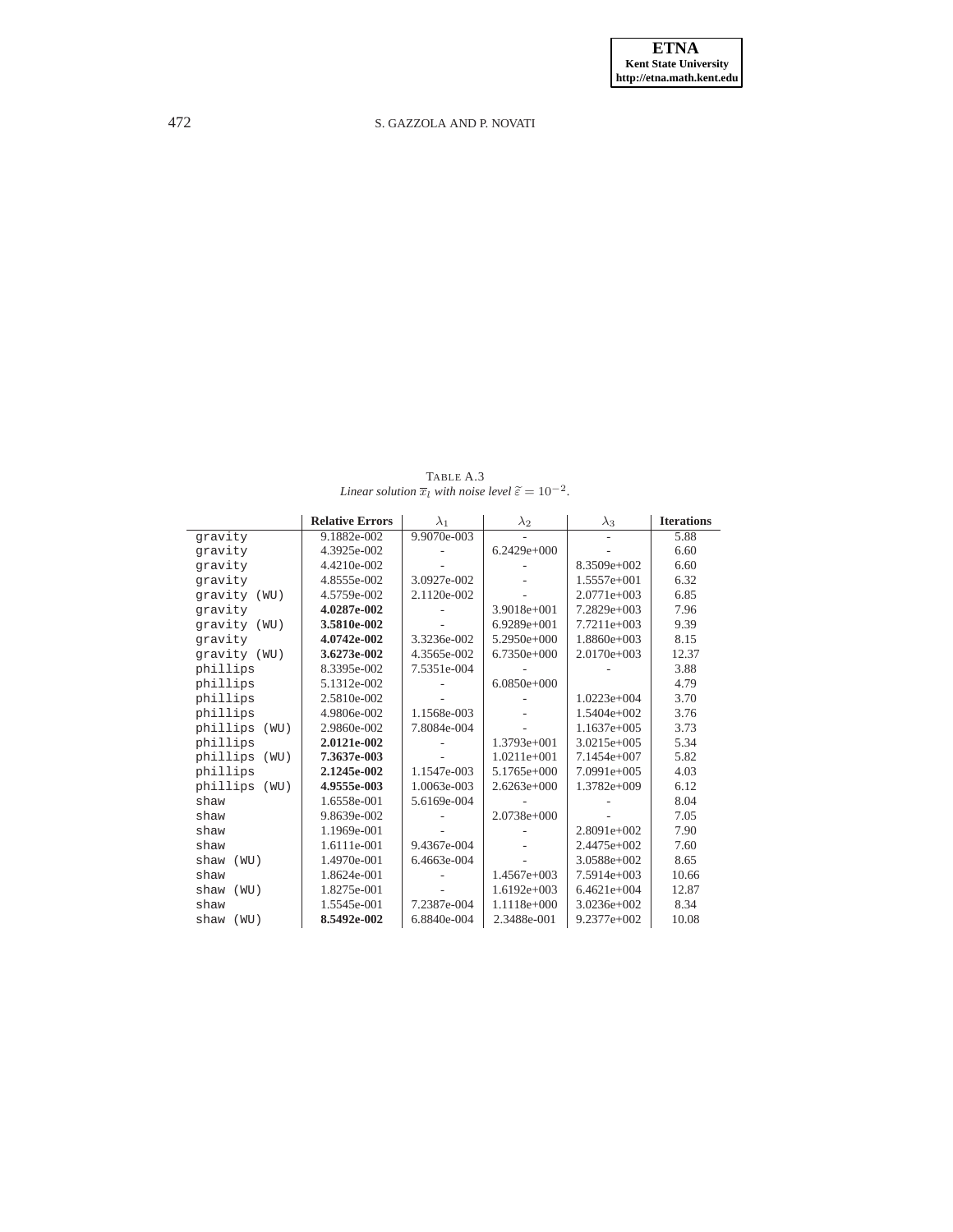TABLE A.3
*Linear solution $\overline{x}_l$ with noise level $\widetilde{\varepsilon} = 10^{-2}$.*

| | **Relative Errors** | $\lambda_1$ | $\lambda_2$ | $\lambda_3$ | **Iterations** |
|---|---|---|---|---|---|
| gravity | 9.1882e-002 | 9.9070e-003 | - | - | 5.88 |
| gravity | 4.3925e-002 | - | 6.2429e+000 | - | 6.60 |
| gravity | 4.4210e-002 | - | - | 8.3509e+002 | 6.60 |
| gravity | 4.8555e-002 | 3.0927e-002 | - | 1.5557e+001 | 6.32 |
| gravity (WU) | 4.5759e-002 | 2.1120e-002 | - | 2.0771e+003 | 6.85 |
| gravity | **4.0287e-002** | - | 3.9018e+001 | 7.2829e+003 | 7.96 |
| gravity (WU) | **3.5810e-002** | - | 6.9289e+001 | 7.7211e+003 | 9.39 |
| gravity | **4.0742e-002** | 3.3236e-002 | 5.2950e+000 | 1.8860e+003 | 8.15 |
| gravity (WU) | **3.6273e-002** | 4.3565e-002 | 6.7350e+000 | 2.0170e+003 | 12.37 |
| phillips | 8.3395e-002 | 7.5351e-004 | - | - | 3.88 |
| phillips | 5.1312e-002 | - | 6.0850e+000 | | 4.79 |
| phillips | 2.5810e-002 | - | - | 1.0223e+004 | 3.70 |
| phillips | 4.9806e-002 | 1.1568e-003 | - | 1.5404e+002 | 3.76 |
| phillips (WU) | 2.9860e-002 | 7.8084e-004 | - | 1.1637e+005 | 3.73 |
| phillips | **2.0121e-002** | - | 1.3793e+001 | 3.0215e+005 | 5.34 |
| phillips (WU) | **7.3637e-003** | - | 1.0211e+001 | 7.1454e+007 | 5.82 |
| phillips | **2.1245e-002** | 1.1547e-003 | 5.1765e+000 | 7.0991e+005 | 4.03 |
| phillips (WU) | **4.9555e-003** | 1.0063e-003 | 2.6263e+000 | 1.3782e+009 | 6.12 |
| shaw | 1.6558e-001 | 5.6169e-004 | - | - | 8.04 |
| shaw | 9.8639e-002 | - | 2.0738e+000 | - | 7.05 |
| shaw | 1.1969e-001 | - | - | 2.8091e+002 | 7.90 |
| shaw | 1.6111e-001 | 9.4367e-004 | - | 2.4475e+002 | 7.60 |
| shaw (WU) | 1.4970e-001 | 6.4663e-004 | - | 3.0588e+002 | 8.65 |
| shaw | 1.8624e-001 | - | 1.4567e+003 | 7.5914e+003 | 10.66 |
| shaw (WU) | 1.8275e-001 | - | 1.6192e+003 | 6.4621e+004 | 12.87 |
| shaw | 1.5545e-001 | 7.2387e-004 | 1.1118e+000 | 3.0236e+002 | 8.34 |
| shaw (WU) | **8.5492e-002** | 6.8840e-004 | 2.3488e-001 | 9.2377e+002 | 10.08 |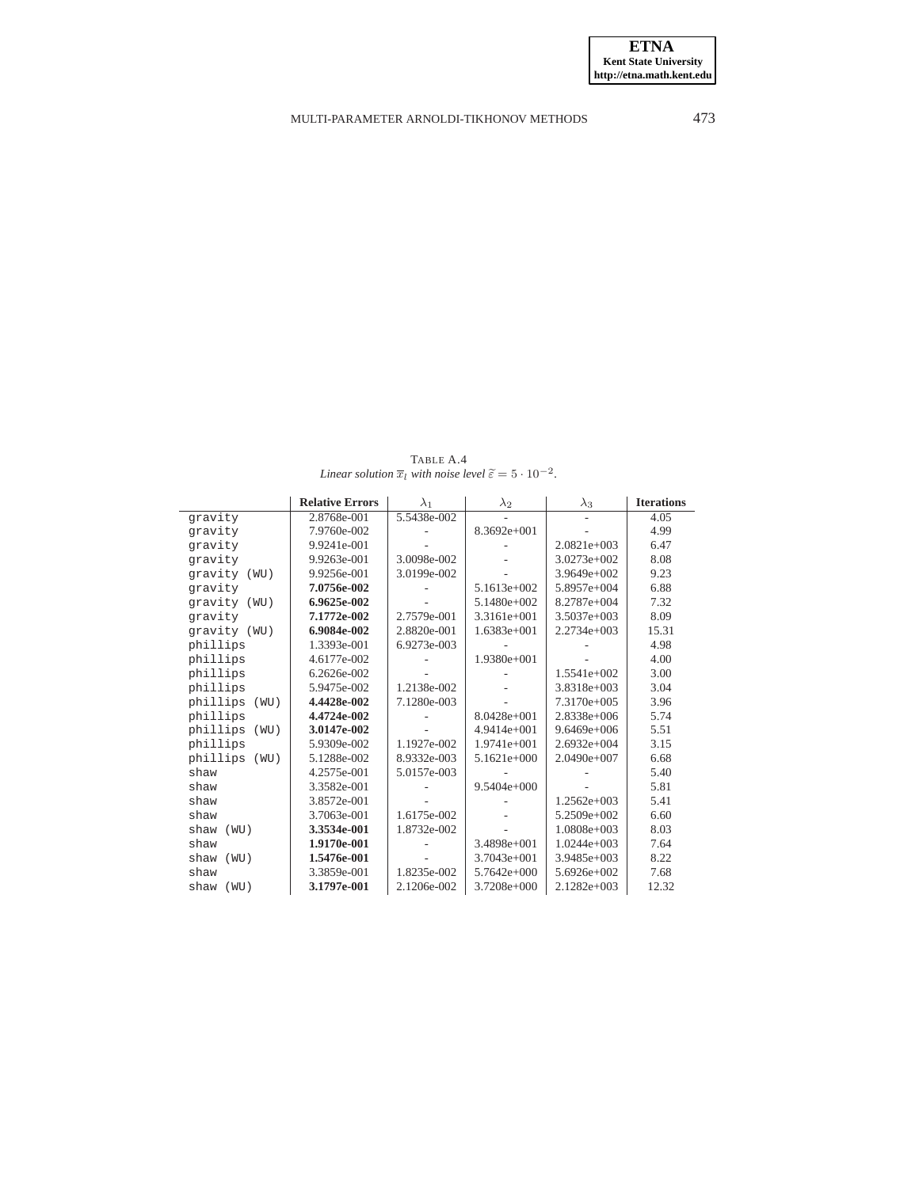TABLE A.4
*Linear solution $\overline{x}_l$ with noise level $\widetilde{\varepsilon} = 5 \cdot 10^{-2}$.*

| | **Relative Errors** | $\lambda_1$ | $\lambda_2$ | $\lambda_3$ | **Iterations** |
|---|---|---|---|---|---|
| gravity | 2.8768e-001 | 5.5438e-002 | - | - | 4.05 |
| gravity | 7.9760e-002 | - | 8.3692e+001 | - | 4.99 |
| gravity | 9.9241e-001 | - | - | 2.0821e+003 | 6.47 |
| gravity | 9.9263e-001 | 3.0098e-002 | - | 3.0273e+002 | 8.08 |
| gravity (WU) | 9.9256e-001 | 3.0199e-002 | - | 3.9649e+002 | 9.23 |
| gravity | **7.0756e-002** | - | 5.1613e+002 | 5.8957e+004 | 6.88 |
| gravity (WU) | **6.9625e-002** | - | 5.1480e+002 | 8.2787e+004 | 7.32 |
| gravity | **7.1772e-002** | 2.7579e-001 | 3.3161e+001 | 3.5037e+003 | 8.09 |
| gravity (WU) | **6.9084e-002** | 2.8820e-001 | 1.6383e+001 | 2.2734e+003 | 15.31 |
| phillips | 1.3393e-001 | 6.9273e-003 | - | - | 4.98 |
| phillips | 4.6177e-002 | - | 1.9380e+001 | - | 4.00 |
| phillips | 6.2626e-002 | - | - | 1.5541e+002 | 3.00 |
| phillips | 5.9475e-002 | 1.2138e-002 | - | 3.8318e+003 | 3.04 |
| phillips (WU) | **4.4428e-002** | 7.1280e-003 | - | 7.3170e+005 | 3.96 |
| phillips | **4.4724e-002** | - | 8.0428e+001 | 2.8338e+006 | 5.74 |
| phillips (WU) | **3.0147e-002** | - | 4.9414e+001 | 9.6469e+006 | 5.51 |
| phillips | 5.9309e-002 | 1.1927e-002 | 1.9741e+001 | 2.6932e+004 | 3.15 |
| phillips (WU) | 5.1288e-002 | 8.9332e-003 | 5.1621e+000 | 2.0490e+007 | 6.68 |
| shaw | 4.2575e-001 | 5.0157e-003 | - | - | 5.40 |
| shaw | 3.3582e-001 | - | 9.5404e+000 | - | 5.81 |
| shaw | 3.8572e-001 | - | - | 1.2562e+003 | 5.41 |
| shaw | 3.7063e-001 | 1.6175e-002 | - | 5.2509e+002 | 6.60 |
| shaw (WU) | **3.3534e-001** | 1.8732e-002 | - | 1.0808e+003 | 8.03 |
| shaw | **1.9170e-001** | - | 3.4898e+001 | 1.0244e+003 | 7.64 |
| shaw (WU) | **1.5476e-001** | - | 3.7043e+001 | 3.9485e+003 | 8.22 |
| shaw | 3.3859e-001 | 1.8235e-002 | 5.7642e+000 | 5.6926e+002 | 7.68 |
| shaw (WU) | **3.1797e-001** | 2.1206e-002 | 3.7208e+000 | 2.1282e+003 | 12.32 |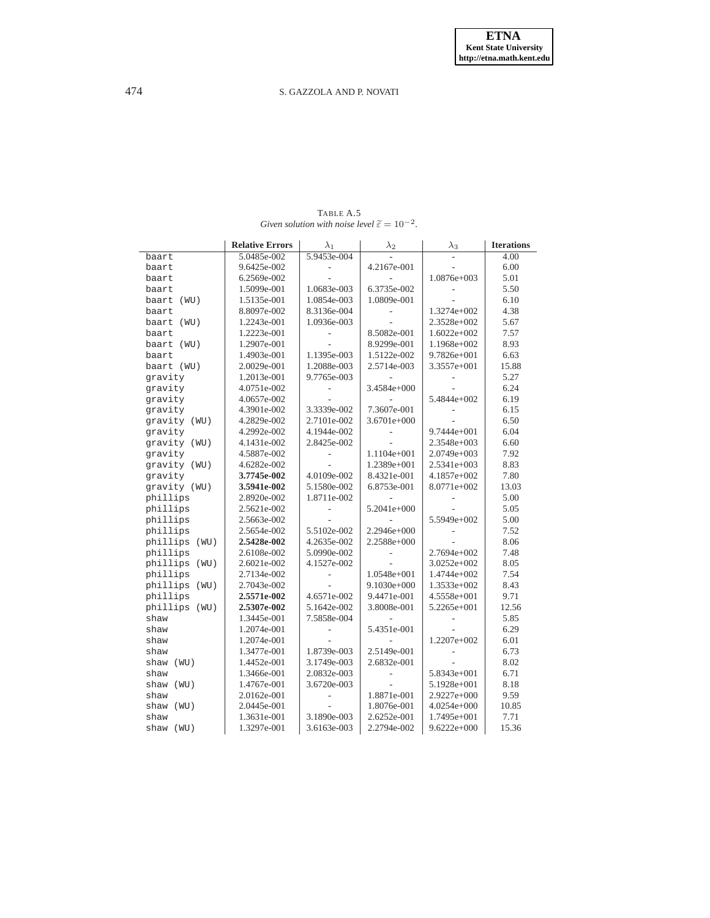TABLE A.5
*Given solution with noise level $\widetilde{\varepsilon} = 10^{-2}$.*

| | **Relative Errors** | $\lambda_1$ | $\lambda_2$ | $\lambda_3$ | **Iterations** |
|---|---|---|---|---|---|
| baart | 5.0485e-002 | 5.9453e-004 | - | - | 4.00 |
| baart | 9.6425e-002 | - | 4.2167e-001 | - | 6.00 |
| baart | 6.2569e-002 | - | - | 1.0876e+003 | 5.01 |
| baart | 1.5099e-001 | 1.0683e-003 | 6.3735e-002 | - | 5.50 |
| baart (WU) | 1.5135e-001 | 1.0854e-003 | 1.0809e-001 | - | 6.10 |
| baart | 8.8097e-002 | 8.3136e-004 | - | 1.3274e+002 | 4.38 |
| baart (WU) | 1.2243e-001 | 1.0936e-003 | - | 2.3528e+002 | 5.67 |
| baart | 1.2223e-001 | - | 8.5082e-001 | 1.6022e+002 | 7.57 |
| baart (WU) | 1.2907e-001 | - | 8.9299e-001 | 1.1968e+002 | 8.93 |
| baart | 1.4903e-001 | 1.1395e-003 | 1.5122e-002 | 9.7826e+001 | 6.63 |
| baart (WU) | 2.0029e-001 | 1.2088e-003 | 2.5714e-003 | 3.3557e+001 | 15.88 |
| gravity | 1.2013e-001 | 9.7765e-003 | - | - | 5.27 |
| gravity | 4.0751e-002 | - | 3.4584e+000 | - | 6.24 |
| gravity | 4.0657e-002 | - | - | 5.4844e+002 | 6.19 |
| gravity | 4.3901e-002 | 3.3339e-002 | 7.3607e-001 | - | 6.15 |
| gravity (WU) | 4.2829e-002 | 2.7101e-002 | 3.6701e+000 | - | 6.50 |
| gravity | 4.2992e-002 | 4.1944e-002 | - | 9.7444e+001 | 6.04 |
| gravity (WU) | 4.1431e-002 | 2.8425e-002 | - | 2.3548e+003 | 6.60 |
| gravity | 4.5887e-002 | - | 1.1104e+001 | 2.0749e+003 | 7.92 |
| gravity (WU) | 4.6282e-002 | - | 1.2389e+001 | 2.5341e+003 | 8.83 |
| gravity | **3.7745e-002** | 4.0109e-002 | 8.4321e-001 | 4.1857e+002 | 7.80 |
| gravity (WU) | **3.5941e-002** | 5.1580e-002 | 6.8753e-001 | 8.0771e+002 | 13.03 |
| phillips | 2.8920e-002 | 1.8711e-002 | - | - | 5.00 |
| phillips | 2.5621e-002 | - | 5.2041e+000 | - | 5.05 |
| phillips | 2.5663e-002 | - | - | 5.5949e+002 | 5.00 |
| phillips | 2.5654e-002 | 5.5102e-002 | 2.2946e+000 | - | 7.52 |
| phillips (WU) | **2.5428e-002** | 4.2635e-002 | 2.2588e+000 | - | 8.06 |
| phillips | 2.6108e-002 | 5.0990e-002 | - | 2.7694e+002 | 7.48 |
| phillips (WU) | 2.6021e-002 | 4.1527e-002 | - | 3.0252e+002 | 8.05 |
| phillips | 2.7134e-002 | - | 1.0548e+001 | 1.4744e+002 | 7.54 |
| phillips (WU) | 2.7043e-002 | - | 9.1030e+000 | 1.3533e+002 | 8.43 |
| phillips | **2.5571e-002** | 4.6571e-002 | 9.4471e-001 | 4.5558e+001 | 9.71 |
| phillips (WU) | **2.5307e-002** | 5.1642e-002 | 3.8008e-001 | 5.2265e+001 | 12.56 |
| shaw | 1.3445e-001 | 7.5858e-004 | - | - | 5.85 |
| shaw | 1.2074e-001 | - | 5.4351e-001 | - | 6.29 |
| shaw | 1.2074e-001 | - | - | 1.2207e+002 | 6.01 |
| shaw | 1.3477e-001 | 1.8739e-003 | 2.5149e-001 | - | 6.73 |
| shaw (WU) | 1.4452e-001 | 3.1749e-003 | 2.6832e-001 | - | 8.02 |
| shaw | 1.3466e-001 | 2.0832e-003 | - | 5.8343e+001 | 6.71 |
| shaw (WU) | 1.4767e-001 | 3.6720e-003 | - | 5.1928e+001 | 8.18 |
| shaw | 2.0162e-001 | - | 1.8871e-001 | 2.9227e+000 | 9.59 |
| shaw (WU) | 2.0445e-001 | - | 1.8076e-001 | 4.0254e+000 | 10.85 |
| shaw | 1.3631e-001 | 3.1890e-003 | 2.6252e-001 | 1.7495e+001 | 7.71 |
| shaw (WU) | 1.3297e-001 | 3.6163e-003 | 2.2794e-002 | 9.6222e+000 | 15.36 |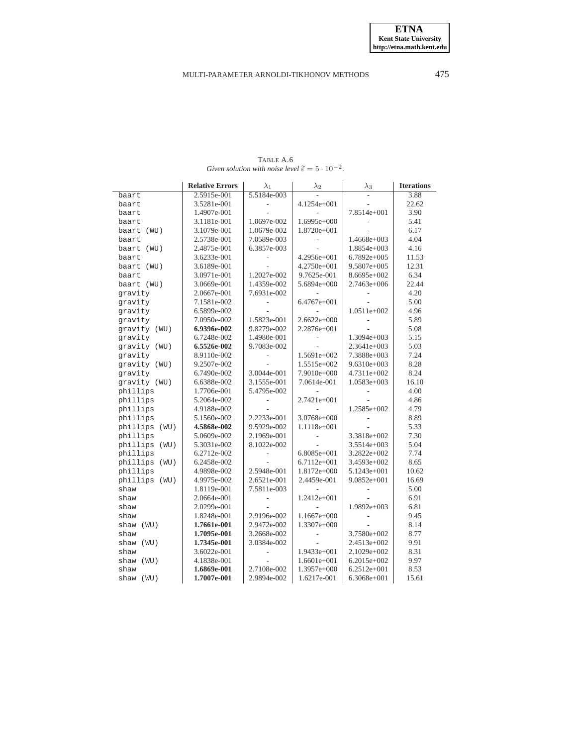TABLE A.6
*Given solution with noise level $\widetilde{\varepsilon} = 5 \cdot 10^{-2}$.*

| | Relative Errors | $\lambda_1$ | $\lambda_2$ | $\lambda_3$ | Iterations |
|---|---|---|---|---|---|
| baart | 2.5915e-001 | 5.5184e-003 | - | - | 3.88 |
| baart | 3.5281e-001 | - | 4.1254e+001 | - | 22.62 |
| baart | 1.4907e-001 | - | - | 7.8514e+001 | 3.90 |
| baart | 3.1181e-001 | 1.0697e-002 | 1.6995e+000 | - | 5.41 |
| baart (WU) | 3.1079e-001 | 1.0679e-002 | 1.8720e+001 | - | 6.17 |
| baart | 2.5738e-001 | 7.0589e-003 | - | 1.4668e+003 | 4.04 |
| baart (WU) | 2.4875e-001 | 6.3857e-003 | - | 1.8854e+003 | 4.16 |
| baart | 3.6233e-001 | - | 4.2956e+001 | 6.7892e+005 | 11.53 |
| baart (WU) | 3.6189e-001 | - | 4.2750e+001 | 9.5807e+005 | 12.31 |
| baart | 3.0971e-001 | 1.2027e-002 | 9.7625e-001 | 8.6695e+002 | 6.34 |
| baart (WU) | 3.0669e-001 | 1.4359e-002 | 5.6894e+000 | 2.7463e+006 | 22.44 |
| gravity | 2.0667e-001 | 7.6931e-002 | - | - | 4.20 |
| gravity | 7.1581e-002 | - | 6.4767e+001 | - | 5.00 |
| gravity | 6.5899e-002 | - | - | 1.0511e+002 | 4.96 |
| gravity | 7.0950e-002 | 1.5823e-001 | 2.6622e+000 | - | 5.89 |
| gravity (WU) | **6.9396e-002** | 9.8279e-002 | 2.2876e+001 | - | 5.08 |
| gravity | 6.7248e-002 | 1.4980e-001 | - | 1.3094e+003 | 5.15 |
| gravity (WU) | **6.5526e-002** | 9.7083e-002 | - | 2.3641e+003 | 5.03 |
| gravity | 8.9110e-002 | - | 1.5691e+002 | 7.3888e+003 | 7.24 |
| gravity (WU) | 9.2507e-002 | - | 1.5515e+002 | 9.6310e+003 | 8.28 |
| gravity | 6.7490e-002 | 3.0044e-001 | 7.9010e+000 | 4.7311e+002 | 8.24 |
| gravity (WU) | 6.6388e-002 | 3.1555e-001 | 7.0614e-001 | 1.0583e+003 | 16.10 |
| phillips | 1.7706e-001 | 5.4795e-002 | - | - | 4.00 |
| phillips | 5.2064e-002 | - | 2.7421e+001 | - | 4.86 |
| phillips | 4.9188e-002 | - | - | 1.2585e+002 | 4.79 |
| phillips | 5.1560e-002 | 2.2233e-001 | 3.0768e+000 | - | 8.89 |
| phillips (WU) | **4.5868e-002** | 9.5929e-002 | 1.1118e+001 | - | 5.33 |
| phillips | 5.0609e-002 | 2.1969e-001 | - | 3.3818e+002 | 7.30 |
| phillips (WU) | 5.3031e-002 | 8.1022e-002 | - | 3.5514e+003 | 5.04 |
| phillips | 6.2712e-002 | - | 6.8085e+001 | 3.2822e+002 | 7.74 |
| phillips (WU) | 6.2458e-002 | - | 6.7112e+001 | 3.4593e+002 | 8.65 |
| phillips | 4.9898e-002 | 2.5948e-001 | 1.8172e+000 | 5.1243e+001 | 10.62 |
| phillips (WU) | 4.9975e-002 | 2.6521e-001 | 2.4459e-001 | 9.0852e+001 | 16.69 |
| shaw | 1.8119e-001 | 7.5811e-003 | - | - | 5.00 |
| shaw | 2.0664e-001 | - | 1.2412e+001 | - | 6.91 |
| shaw | 2.0299e-001 | - | - | 1.9892e+003 | 6.81 |
| shaw | 1.8248e-001 | 2.9196e-002 | 1.1667e+000 | - | 9.45 |
| shaw (WU) | **1.7661e-001** | 2.9472e-002 | 1.3307e+000 | - | 8.14 |
| shaw | **1.7095e-001** | 3.2668e-002 | - | 3.7580e+002 | 8.77 |
| shaw (WU) | **1.7345e-001** | 3.0384e-002 | - | 2.4513e+002 | 9.91 |
| shaw | 3.6022e-001 | - | 1.9433e+001 | 2.1029e+002 | 8.31 |
| shaw (WU) | 4.1838e-001 | - | 1.6601e+001 | 6.2015e+002 | 9.97 |
| shaw | **1.6869e-001** | 2.7108e-002 | 1.3957e+000 | 6.2512e+001 | 8.53 |
| shaw (WU) | **1.7007e-001** | 2.9894e-002 | 1.6217e-001 | 6.3068e+001 | 15.61 |